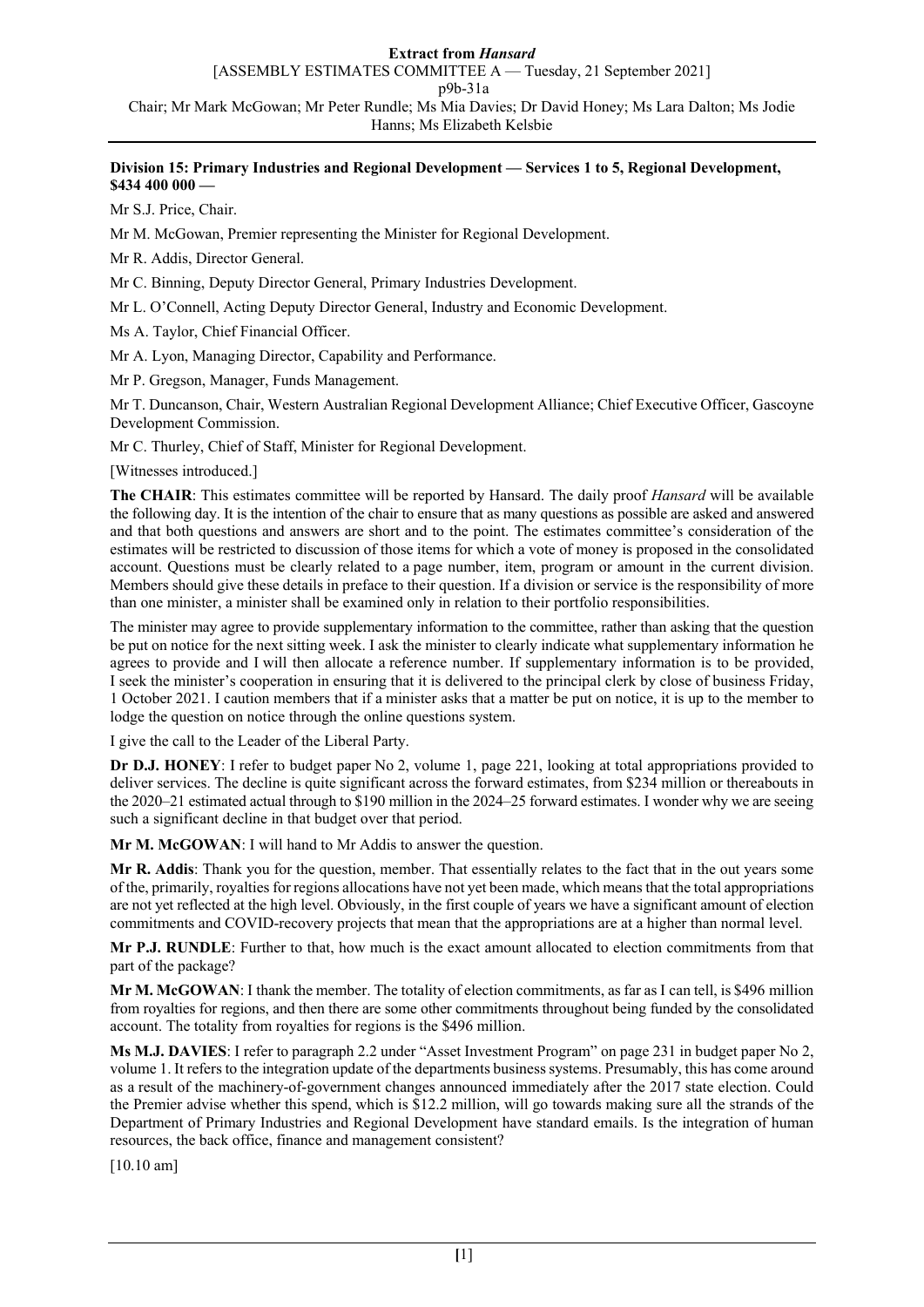**Division 15: Primary Industries and Regional Development — Services 1 to 5, Regional Development, $434 400 000 —**

Mr S.J. Price, Chair.

Mr M. McGowan, Premier representing the Minister for Regional Development.

Mr R. Addis, Director General.

Mr C. Binning, Deputy Director General, Primary Industries Development.

Mr L. O'Connell, Acting Deputy Director General, Industry and Economic Development.

Ms A. Taylor, Chief Financial Officer.

Mr A. Lyon, Managing Director, Capability and Performance.

Mr P. Gregson, Manager, Funds Management.

Mr T. Duncanson, Chair, Western Australian Regional Development Alliance; Chief Executive Officer, Gascoyne Development Commission.

Mr C. Thurley, Chief of Staff, Minister for Regional Development.

[Witnesses introduced.]

**The CHAIR**: This estimates committee will be reported by Hansard. The daily proof *Hansard* will be available the following day. It is the intention of the chair to ensure that as many questions as possible are asked and answered and that both questions and answers are short and to the point. The estimates committee's consideration of the estimates will be restricted to discussion of those items for which a vote of money is proposed in the consolidated account. Questions must be clearly related to a page number, item, program or amount in the current division. Members should give these details in preface to their question. If a division or service is the responsibility of more than one minister, a minister shall be examined only in relation to their portfolio responsibilities.

The minister may agree to provide supplementary information to the committee, rather than asking that the question be put on notice for the next sitting week. I ask the minister to clearly indicate what supplementary information he agrees to provide and I will then allocate a reference number. If supplementary information is to be provided, I seek the minister's cooperation in ensuring that it is delivered to the principal clerk by close of business Friday, 1 October 2021. I caution members that if a minister asks that a matter be put on notice, it is up to the member to lodge the question on notice through the online questions system.

I give the call to the Leader of the Liberal Party.

**Dr D.J. HONEY**: I refer to budget paper No 2, volume 1, page 221, looking at total appropriations provided to deliver services. The decline is quite significant across the forward estimates, from $234 million or thereabouts in the 2020–21 estimated actual through to $190 million in the 2024–25 forward estimates. I wonder why we are seeing such a significant decline in that budget over that period.

**Mr M. McGOWAN**: I will hand to Mr Addis to answer the question.

**Mr R. Addis**: Thank you for the question, member. That essentially relates to the fact that in the out years some of the, primarily, royalties for regions allocations have not yet been made, which means that the total appropriations are not yet reflected at the high level. Obviously, in the first couple of years we have a significant amount of election commitments and COVID-recovery projects that mean that the appropriations are at a higher than normal level.

**Mr P.J. RUNDLE**: Further to that, how much is the exact amount allocated to election commitments from that part of the package?

**Mr M. McGOWAN**: I thank the member. The totality of election commitments, as far as I can tell, is $496 million from royalties for regions, and then there are some other commitments throughout being funded by the consolidated account. The totality from royalties for regions is the $496 million.

**Ms M.J. DAVIES**: I refer to paragraph 2.2 under "Asset Investment Program" on page 231 in budget paper No 2, volume 1. It refers to the integration update of the departments business systems. Presumably, this has come around as a result of the machinery-of-government changes announced immediately after the 2017 state election. Could the Premier advise whether this spend, which is $12.2 million, will go towards making sure all the strands of the Department of Primary Industries and Regional Development have standard emails. Is the integration of human resources, the back office, finance and management consistent?

[10.10 am]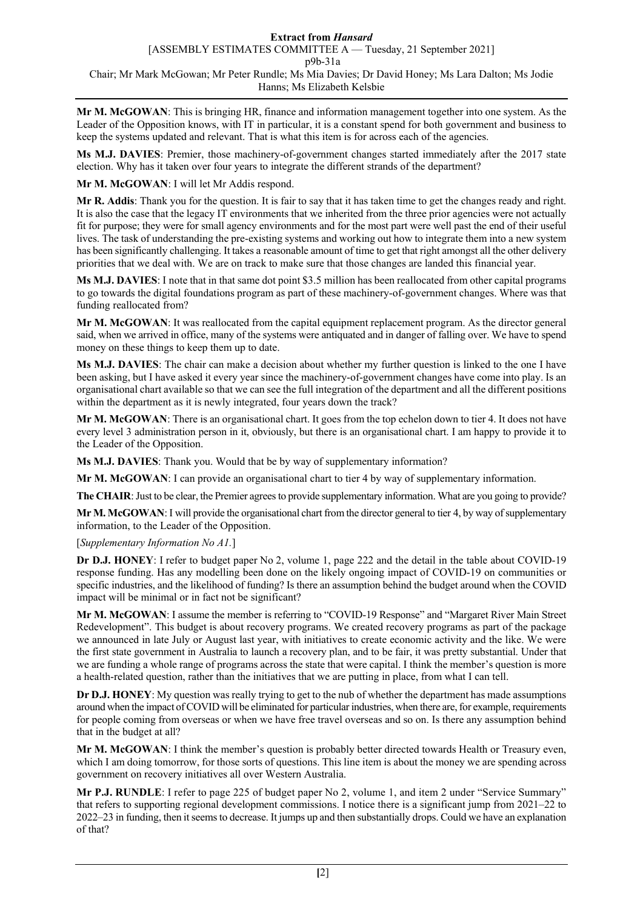**Mr M. McGOWAN**: This is bringing HR, finance and information management together into one system. As the Leader of the Opposition knows, with IT in particular, it is a constant spend for both government and business to keep the systems updated and relevant. That is what this item is for across each of the agencies.

**Ms M.J. DAVIES**: Premier, those machinery-of-government changes started immediately after the 2017 state election. Why has it taken over four years to integrate the different strands of the department?

**Mr M. McGOWAN**: I will let Mr Addis respond.

**Mr R. Addis**: Thank you for the question. It is fair to say that it has taken time to get the changes ready and right. It is also the case that the legacy IT environments that we inherited from the three prior agencies were not actually fit for purpose; they were for small agency environments and for the most part were well past the end of their useful lives. The task of understanding the pre-existing systems and working out how to integrate them into a new system has been significantly challenging. It takes a reasonable amount of time to get that right amongst all the other delivery priorities that we deal with. We are on track to make sure that those changes are landed this financial year.

**Ms M.J. DAVIES**: I note that in that same dot point $3.5 million has been reallocated from other capital programs to go towards the digital foundations program as part of these machinery-of-government changes. Where was that funding reallocated from?

**Mr M. McGOWAN**: It was reallocated from the capital equipment replacement program. As the director general said, when we arrived in office, many of the systems were antiquated and in danger of falling over. We have to spend money on these things to keep them up to date.

**Ms M.J. DAVIES**: The chair can make a decision about whether my further question is linked to the one I have been asking, but I have asked it every year since the machinery-of-government changes have come into play. Is an organisational chart available so that we can see the full integration of the department and all the different positions within the department as it is newly integrated, four years down the track?

**Mr M. McGOWAN**: There is an organisational chart. It goes from the top echelon down to tier 4. It does not have every level 3 administration person in it, obviously, but there is an organisational chart. I am happy to provide it to the Leader of the Opposition.

**Ms M.J. DAVIES**: Thank you. Would that be by way of supplementary information?

**Mr M. McGOWAN**: I can provide an organisational chart to tier 4 by way of supplementary information.

**The CHAIR**: Just to be clear, the Premier agrees to provide supplementary information. What are you going to provide?

**Mr M. McGOWAN**: I will provide the organisational chart from the director general to tier 4, by way of supplementary information, to the Leader of the Opposition.

[*Supplementary Information No A1.*]

**Dr D.J. HONEY**: I refer to budget paper No 2, volume 1, page 222 and the detail in the table about COVID-19 response funding. Has any modelling been done on the likely ongoing impact of COVID-19 on communities or specific industries, and the likelihood of funding? Is there an assumption behind the budget around when the COVID impact will be minimal or in fact not be significant?

**Mr M. McGOWAN**: I assume the member is referring to "COVID-19 Response" and "Margaret River Main Street Redevelopment". This budget is about recovery programs. We created recovery programs as part of the package we announced in late July or August last year, with initiatives to create economic activity and the like. We were the first state government in Australia to launch a recovery plan, and to be fair, it was pretty substantial. Under that we are funding a whole range of programs across the state that were capital. I think the member's question is more a health-related question, rather than the initiatives that we are putting in place, from what I can tell.

**Dr D.J. HONEY**: My question was really trying to get to the nub of whether the department has made assumptions around when the impact of COVID will be eliminated for particular industries, when there are, for example, requirements for people coming from overseas or when we have free travel overseas and so on. Is there any assumption behind that in the budget at all?

**Mr M. McGOWAN**: I think the member's question is probably better directed towards Health or Treasury even, which I am doing tomorrow, for those sorts of questions. This line item is about the money we are spending across government on recovery initiatives all over Western Australia.

**Mr P.J. RUNDLE**: I refer to page 225 of budget paper No 2, volume 1, and item 2 under "Service Summary" that refers to supporting regional development commissions. I notice there is a significant jump from 2021–22 to 2022–23 in funding, then it seems to decrease. It jumps up and then substantially drops. Could we have an explanation of that?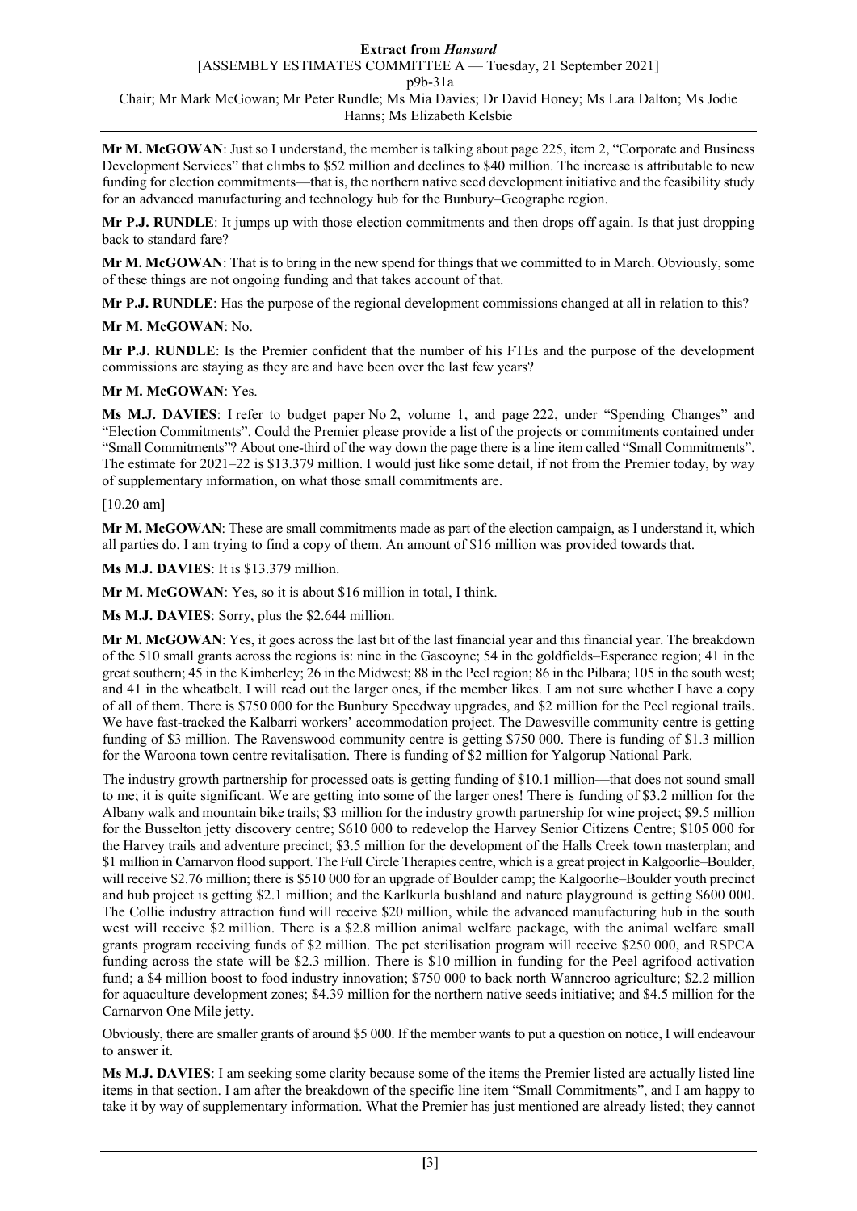**Mr M. McGOWAN**: Just so I understand, the member is talking about page 225, item 2, "Corporate and Business Development Services" that climbs to $52 million and declines to $40 million. The increase is attributable to new funding for election commitments—that is, the northern native seed development initiative and the feasibility study for an advanced manufacturing and technology hub for the Bunbury–Geographe region.

**Mr P.J. RUNDLE**: It jumps up with those election commitments and then drops off again. Is that just dropping back to standard fare?

**Mr M. McGOWAN**: That is to bring in the new spend for things that we committed to in March. Obviously, some of these things are not ongoing funding and that takes account of that.

**Mr P.J. RUNDLE**: Has the purpose of the regional development commissions changed at all in relation to this?

**Mr M. McGOWAN**: No.

**Mr P.J. RUNDLE**: Is the Premier confident that the number of his FTEs and the purpose of the development commissions are staying as they are and have been over the last few years?

**Mr M. McGOWAN**: Yes.

**Ms M.J. DAVIES**: I refer to budget paper No 2, volume 1, and page 222, under "Spending Changes" and "Election Commitments". Could the Premier please provide a list of the projects or commitments contained under "Small Commitments"? About one-third of the way down the page there is a line item called "Small Commitments". The estimate for 2021–22 is $13.379 million. I would just like some detail, if not from the Premier today, by way of supplementary information, on what those small commitments are.

[10.20 am]

**Mr M. McGOWAN**: These are small commitments made as part of the election campaign, as I understand it, which all parties do. I am trying to find a copy of them. An amount of $16 million was provided towards that.

**Ms M.J. DAVIES**: It is $13.379 million.

**Mr M. McGOWAN**: Yes, so it is about $16 million in total, I think.

**Ms M.J. DAVIES**: Sorry, plus the $2.644 million.

**Mr M. McGOWAN**: Yes, it goes across the last bit of the last financial year and this financial year. The breakdown of the 510 small grants across the regions is: nine in the Gascoyne; 54 in the goldfields–Esperance region; 41 in the great southern; 45 in the Kimberley; 26 in the Midwest; 88 in the Peel region; 86 in the Pilbara; 105 in the south west; and 41 in the wheatbelt. I will read out the larger ones, if the member likes. I am not sure whether I have a copy of all of them. There is $750 000 for the Bunbury Speedway upgrades, and $2 million for the Peel regional trails. We have fast-tracked the Kalbarri workers' accommodation project. The Dawesville community centre is getting funding of $3 million. The Ravenswood community centre is getting $750 000. There is funding of $1.3 million for the Waroona town centre revitalisation. There is funding of $2 million for Yalgorup National Park.

The industry growth partnership for processed oats is getting funding of $10.1 million—that does not sound small to me; it is quite significant. We are getting into some of the larger ones! There is funding of $3.2 million for the Albany walk and mountain bike trails; $3 million for the industry growth partnership for wine project; $9.5 million for the Busselton jetty discovery centre; $610 000 to redevelop the Harvey Senior Citizens Centre; $105 000 for the Harvey trails and adventure precinct; $3.5 million for the development of the Halls Creek town masterplan; and $1 million in Carnarvon flood support. The Full Circle Therapies centre, which is a great project in Kalgoorlie–Boulder, will receive $2.76 million; there is $510 000 for an upgrade of Boulder camp; the Kalgoorlie–Boulder youth precinct and hub project is getting $2.1 million; and the Karlkurla bushland and nature playground is getting $600 000. The Collie industry attraction fund will receive $20 million, while the advanced manufacturing hub in the south west will receive $2 million. There is a $2.8 million animal welfare package, with the animal welfare small grants program receiving funds of $2 million. The pet sterilisation program will receive $250 000, and RSPCA funding across the state will be $2.3 million. There is $10 million in funding for the Peel agrifood activation fund; a $4 million boost to food industry innovation; $750 000 to back north Wanneroo agriculture; $2.2 million for aquaculture development zones; $4.39 million for the northern native seeds initiative; and $4.5 million for the Carnarvon One Mile jetty.

Obviously, there are smaller grants of around $5 000. If the member wants to put a question on notice, I will endeavour to answer it.

**Ms M.J. DAVIES**: I am seeking some clarity because some of the items the Premier listed are actually listed line items in that section. I am after the breakdown of the specific line item "Small Commitments", and I am happy to take it by way of supplementary information. What the Premier has just mentioned are already listed; they cannot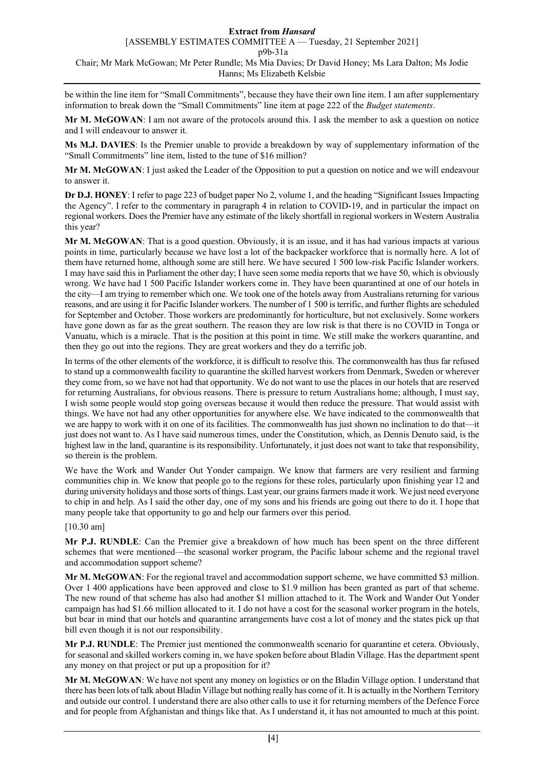be within the line item for "Small Commitments", because they have their own line item. I am after supplementary information to break down the "Small Commitments" line item at page 222 of the *Budget statements*.

**Mr M. McGOWAN**: I am not aware of the protocols around this. I ask the member to ask a question on notice and I will endeavour to answer it.

**Ms M.J. DAVIES**: Is the Premier unable to provide a breakdown by way of supplementary information of the "Small Commitments" line item, listed to the tune of $16 million?

**Mr M. McGOWAN**: I just asked the Leader of the Opposition to put a question on notice and we will endeavour to answer it.

**Dr D.J. HONEY**: I refer to page 223 of budget paper No 2, volume 1, and the heading "Significant Issues Impacting the Agency". I refer to the commentary in paragraph 4 in relation to COVID-19, and in particular the impact on regional workers. Does the Premier have any estimate of the likely shortfall in regional workers in Western Australia this year?

**Mr M. McGOWAN**: That is a good question. Obviously, it is an issue, and it has had various impacts at various points in time, particularly because we have lost a lot of the backpacker workforce that is normally here. A lot of them have returned home, although some are still here. We have secured 1 500 low-risk Pacific Islander workers. I may have said this in Parliament the other day; I have seen some media reports that we have 50, which is obviously wrong. We have had 1 500 Pacific Islander workers come in. They have been quarantined at one of our hotels in the city—I am trying to remember which one. We took one of the hotels away from Australians returning for various reasons, and are using it for Pacific Islander workers. The number of 1 500 is terrific, and further flights are scheduled for September and October. Those workers are predominantly for horticulture, but not exclusively. Some workers have gone down as far as the great southern. The reason they are low risk is that there is no COVID in Tonga or Vanuatu, which is a miracle. That is the position at this point in time. We still make the workers quarantine, and then they go out into the regions. They are great workers and they do a terrific job.

In terms of the other elements of the workforce, it is difficult to resolve this. The commonwealth has thus far refused to stand up a commonwealth facility to quarantine the skilled harvest workers from Denmark, Sweden or wherever they come from, so we have not had that opportunity. We do not want to use the places in our hotels that are reserved for returning Australians, for obvious reasons. There is pressure to return Australians home; although, I must say, I wish some people would stop going overseas because it would then reduce the pressure. That would assist with things. We have not had any other opportunities for anywhere else. We have indicated to the commonwealth that we are happy to work with it on one of its facilities. The commonwealth has just shown no inclination to do that—it just does not want to. As I have said numerous times, under the Constitution, which, as Dennis Denuto said, is the highest law in the land, quarantine is its responsibility. Unfortunately, it just does not want to take that responsibility, so therein is the problem.

We have the Work and Wander Out Yonder campaign. We know that farmers are very resilient and farming communities chip in. We know that people go to the regions for these roles, particularly upon finishing year 12 and during university holidays and those sorts of things. Last year, our grains farmers made it work. We just need everyone to chip in and help. As I said the other day, one of my sons and his friends are going out there to do it. I hope that many people take that opportunity to go and help our farmers over this period.

[10.30 am]

**Mr P.J. RUNDLE**: Can the Premier give a breakdown of how much has been spent on the three different schemes that were mentioned—the seasonal worker program, the Pacific labour scheme and the regional travel and accommodation support scheme?

**Mr M. McGOWAN**: For the regional travel and accommodation support scheme, we have committed $3 million. Over 1 400 applications have been approved and close to $1.9 million has been granted as part of that scheme. The new round of that scheme has also had another $1 million attached to it. The Work and Wander Out Yonder campaign has had $1.66 million allocated to it. I do not have a cost for the seasonal worker program in the hotels, but bear in mind that our hotels and quarantine arrangements have cost a lot of money and the states pick up that bill even though it is not our responsibility.

**Mr P.J. RUNDLE**: The Premier just mentioned the commonwealth scenario for quarantine et cetera. Obviously, for seasonal and skilled workers coming in, we have spoken before about Bladin Village. Has the department spent any money on that project or put up a proposition for it?

**Mr M. McGOWAN**: We have not spent any money on logistics or on the Bladin Village option. I understand that there has been lots of talk about Bladin Village but nothing really has come of it. It is actually in the Northern Territory and outside our control. I understand there are also other calls to use it for returning members of the Defence Force and for people from Afghanistan and things like that. As I understand it, it has not amounted to much at this point.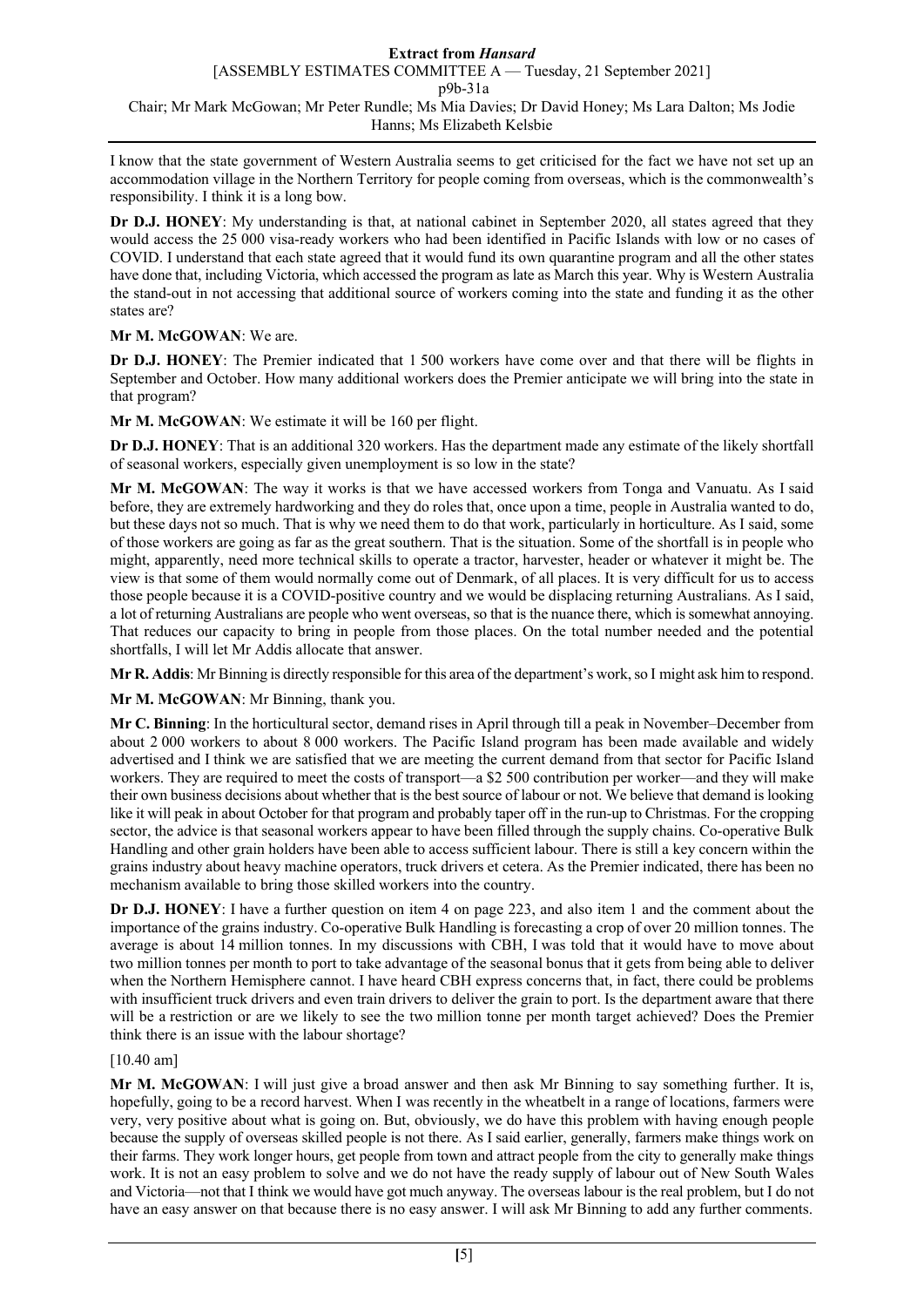I know that the state government of Western Australia seems to get criticised for the fact we have not set up an accommodation village in the Northern Territory for people coming from overseas, which is the commonwealth's responsibility. I think it is a long bow.

**Dr D.J. HONEY**: My understanding is that, at national cabinet in September 2020, all states agreed that they would access the 25 000 visa-ready workers who had been identified in Pacific Islands with low or no cases of COVID. I understand that each state agreed that it would fund its own quarantine program and all the other states have done that, including Victoria, which accessed the program as late as March this year. Why is Western Australia the stand-out in not accessing that additional source of workers coming into the state and funding it as the other states are?

**Mr M. McGOWAN**: We are.

**Dr D.J. HONEY**: The Premier indicated that 1 500 workers have come over and that there will be flights in September and October. How many additional workers does the Premier anticipate we will bring into the state in that program?

**Mr M. McGOWAN**: We estimate it will be 160 per flight.

**Dr D.J. HONEY**: That is an additional 320 workers. Has the department made any estimate of the likely shortfall of seasonal workers, especially given unemployment is so low in the state?

**Mr M. McGOWAN**: The way it works is that we have accessed workers from Tonga and Vanuatu. As I said before, they are extremely hardworking and they do roles that, once upon a time, people in Australia wanted to do, but these days not so much. That is why we need them to do that work, particularly in horticulture. As I said, some of those workers are going as far as the great southern. That is the situation. Some of the shortfall is in people who might, apparently, need more technical skills to operate a tractor, harvester, header or whatever it might be. The view is that some of them would normally come out of Denmark, of all places. It is very difficult for us to access those people because it is a COVID-positive country and we would be displacing returning Australians. As I said, a lot of returning Australians are people who went overseas, so that is the nuance there, which is somewhat annoying. That reduces our capacity to bring in people from those places. On the total number needed and the potential shortfalls, I will let Mr Addis allocate that answer.

**Mr R. Addis**: Mr Binning is directly responsible for this area of the department's work, so I might ask him to respond.

**Mr M. McGOWAN**: Mr Binning, thank you.

**Mr C. Binning**: In the horticultural sector, demand rises in April through till a peak in November–December from about 2 000 workers to about 8 000 workers. The Pacific Island program has been made available and widely advertised and I think we are satisfied that we are meeting the current demand from that sector for Pacific Island workers. They are required to meet the costs of transport—a $2 500 contribution per worker—and they will make their own business decisions about whether that is the best source of labour or not. We believe that demand is looking like it will peak in about October for that program and probably taper off in the run-up to Christmas. For the cropping sector, the advice is that seasonal workers appear to have been filled through the supply chains. Co-operative Bulk Handling and other grain holders have been able to access sufficient labour. There is still a key concern within the grains industry about heavy machine operators, truck drivers et cetera. As the Premier indicated, there has been no mechanism available to bring those skilled workers into the country.

**Dr D.J. HONEY**: I have a further question on item 4 on page 223, and also item 1 and the comment about the importance of the grains industry. Co-operative Bulk Handling is forecasting a crop of over 20 million tonnes. The average is about 14 million tonnes. In my discussions with CBH, I was told that it would have to move about two million tonnes per month to port to take advantage of the seasonal bonus that it gets from being able to deliver when the Northern Hemisphere cannot. I have heard CBH express concerns that, in fact, there could be problems with insufficient truck drivers and even train drivers to deliver the grain to port. Is the department aware that there will be a restriction or are we likely to see the two million tonne per month target achieved? Does the Premier think there is an issue with the labour shortage?

[10.40 am]

**Mr M. McGOWAN**: I will just give a broad answer and then ask Mr Binning to say something further. It is, hopefully, going to be a record harvest. When I was recently in the wheatbelt in a range of locations, farmers were very, very positive about what is going on. But, obviously, we do have this problem with having enough people because the supply of overseas skilled people is not there. As I said earlier, generally, farmers make things work on their farms. They work longer hours, get people from town and attract people from the city to generally make things work. It is not an easy problem to solve and we do not have the ready supply of labour out of New South Wales and Victoria—not that I think we would have got much anyway. The overseas labour is the real problem, but I do not have an easy answer on that because there is no easy answer. I will ask Mr Binning to add any further comments.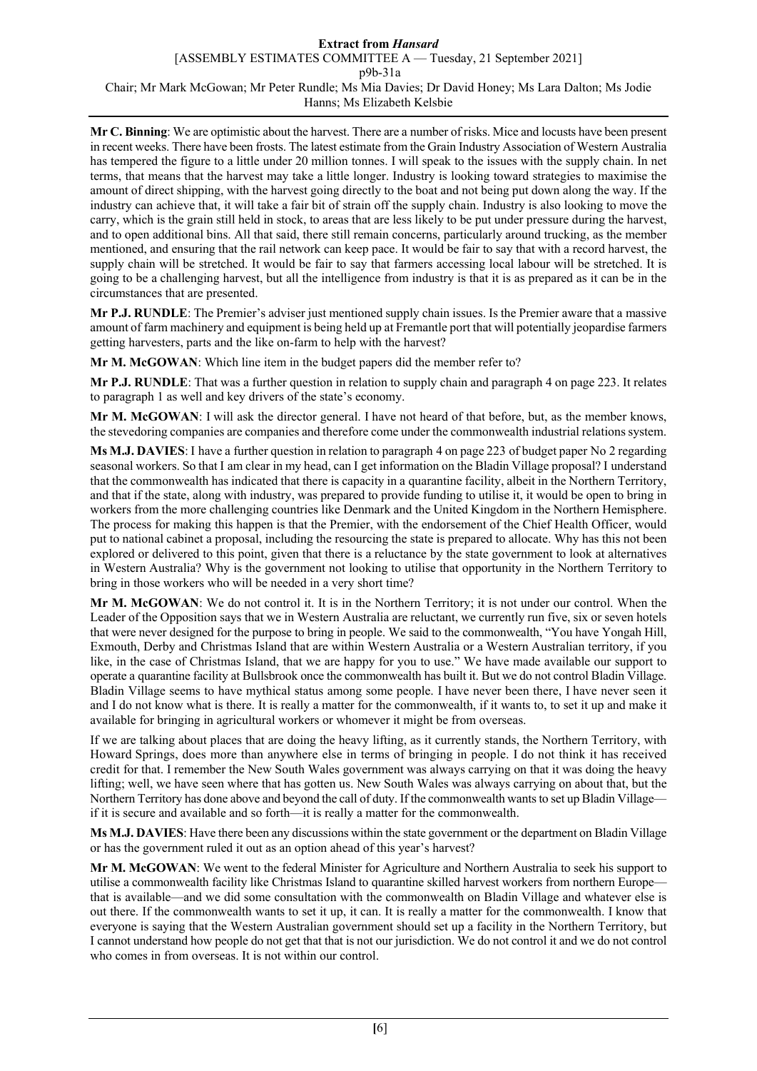**Mr C. Binning**: We are optimistic about the harvest. There are a number of risks. Mice and locusts have been present in recent weeks. There have been frosts. The latest estimate from the Grain Industry Association of Western Australia has tempered the figure to a little under 20 million tonnes. I will speak to the issues with the supply chain. In net terms, that means that the harvest may take a little longer. Industry is looking toward strategies to maximise the amount of direct shipping, with the harvest going directly to the boat and not being put down along the way. If the industry can achieve that, it will take a fair bit of strain off the supply chain. Industry is also looking to move the carry, which is the grain still held in stock, to areas that are less likely to be put under pressure during the harvest, and to open additional bins. All that said, there still remain concerns, particularly around trucking, as the member mentioned, and ensuring that the rail network can keep pace. It would be fair to say that with a record harvest, the supply chain will be stretched. It would be fair to say that farmers accessing local labour will be stretched. It is going to be a challenging harvest, but all the intelligence from industry is that it is as prepared as it can be in the circumstances that are presented.

**Mr P.J. RUNDLE**: The Premier's adviser just mentioned supply chain issues. Is the Premier aware that a massive amount of farm machinery and equipment is being held up at Fremantle port that will potentially jeopardise farmers getting harvesters, parts and the like on-farm to help with the harvest?

**Mr M. McGOWAN**: Which line item in the budget papers did the member refer to?

**Mr P.J. RUNDLE**: That was a further question in relation to supply chain and paragraph 4 on page 223. It relates to paragraph 1 as well and key drivers of the state's economy.

**Mr M. McGOWAN**: I will ask the director general. I have not heard of that before, but, as the member knows, the stevedoring companies are companies and therefore come under the commonwealth industrial relations system.

**Ms M.J. DAVIES**: I have a further question in relation to paragraph 4 on page 223 of budget paper No 2 regarding seasonal workers. So that I am clear in my head, can I get information on the Bladin Village proposal? I understand that the commonwealth has indicated that there is capacity in a quarantine facility, albeit in the Northern Territory, and that if the state, along with industry, was prepared to provide funding to utilise it, it would be open to bring in workers from the more challenging countries like Denmark and the United Kingdom in the Northern Hemisphere. The process for making this happen is that the Premier, with the endorsement of the Chief Health Officer, would put to national cabinet a proposal, including the resourcing the state is prepared to allocate. Why has this not been explored or delivered to this point, given that there is a reluctance by the state government to look at alternatives in Western Australia? Why is the government not looking to utilise that opportunity in the Northern Territory to bring in those workers who will be needed in a very short time?

**Mr M. McGOWAN**: We do not control it. It is in the Northern Territory; it is not under our control. When the Leader of the Opposition says that we in Western Australia are reluctant, we currently run five, six or seven hotels that were never designed for the purpose to bring in people. We said to the commonwealth, "You have Yongah Hill, Exmouth, Derby and Christmas Island that are within Western Australia or a Western Australian territory, if you like, in the case of Christmas Island, that we are happy for you to use." We have made available our support to operate a quarantine facility at Bullsbrook once the commonwealth has built it. But we do not control Bladin Village. Bladin Village seems to have mythical status among some people. I have never been there, I have never seen it and I do not know what is there. It is really a matter for the commonwealth, if it wants to, to set it up and make it available for bringing in agricultural workers or whomever it might be from overseas.

If we are talking about places that are doing the heavy lifting, as it currently stands, the Northern Territory, with Howard Springs, does more than anywhere else in terms of bringing in people. I do not think it has received credit for that. I remember the New South Wales government was always carrying on that it was doing the heavy lifting; well, we have seen where that has gotten us. New South Wales was always carrying on about that, but the Northern Territory has done above and beyond the call of duty. If the commonwealth wants to set up Bladin Village—if it is secure and available and so forth—it is really a matter for the commonwealth.

**Ms M.J. DAVIES**: Have there been any discussions within the state government or the department on Bladin Village or has the government ruled it out as an option ahead of this year's harvest?

**Mr M. McGOWAN**: We went to the federal Minister for Agriculture and Northern Australia to seek his support to utilise a commonwealth facility like Christmas Island to quarantine skilled harvest workers from northern Europe—that is available—and we did some consultation with the commonwealth on Bladin Village and whatever else is out there. If the commonwealth wants to set it up, it can. It is really a matter for the commonwealth. I know that everyone is saying that the Western Australian government should set up a facility in the Northern Territory, but I cannot understand how people do not get that that is not our jurisdiction. We do not control it and we do not control who comes in from overseas. It is not within our control.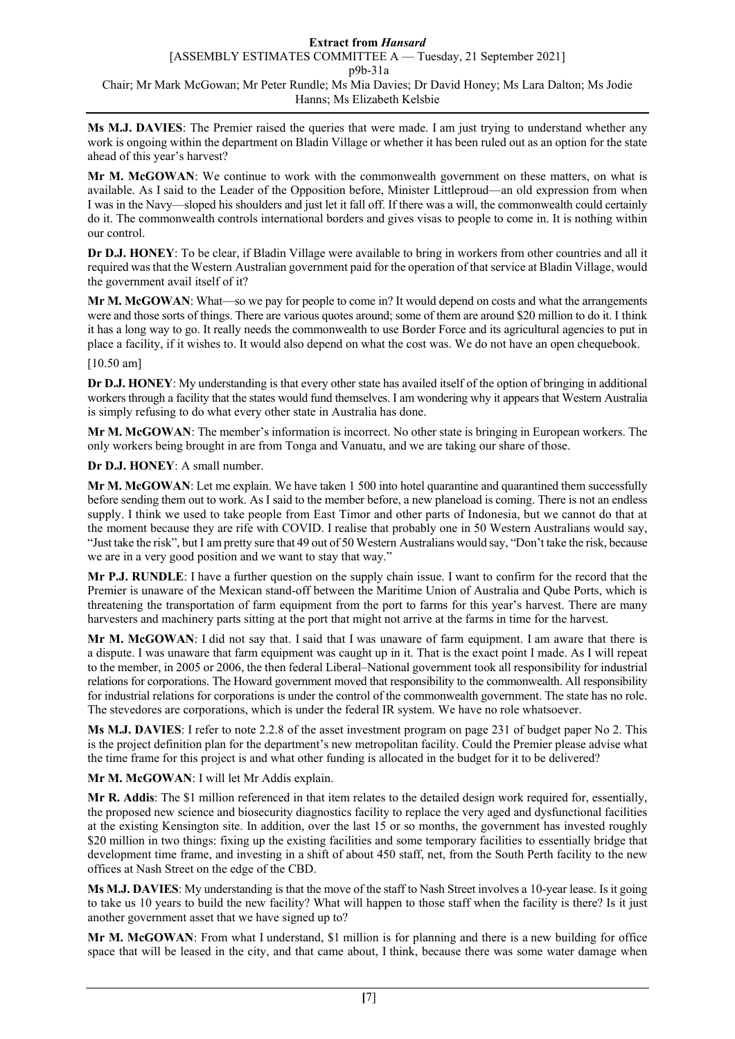**Ms M.J. DAVIES**: The Premier raised the queries that were made. I am just trying to understand whether any work is ongoing within the department on Bladin Village or whether it has been ruled out as an option for the state ahead of this year's harvest?

**Mr M. McGOWAN**: We continue to work with the commonwealth government on these matters, on what is available. As I said to the Leader of the Opposition before, Minister Littleproud—an old expression from when I was in the Navy—sloped his shoulders and just let it fall off. If there was a will, the commonwealth could certainly do it. The commonwealth controls international borders and gives visas to people to come in. It is nothing within our control.

**Dr D.J. HONEY**: To be clear, if Bladin Village were available to bring in workers from other countries and all it required was that the Western Australian government paid for the operation of that service at Bladin Village, would the government avail itself of it?

**Mr M. McGOWAN**: What—so we pay for people to come in? It would depend on costs and what the arrangements were and those sorts of things. There are various quotes around; some of them are around $20 million to do it. I think it has a long way to go. It really needs the commonwealth to use Border Force and its agricultural agencies to put in place a facility, if it wishes to. It would also depend on what the cost was. We do not have an open chequebook.

[10.50 am]

**Dr D.J. HONEY**: My understanding is that every other state has availed itself of the option of bringing in additional workers through a facility that the states would fund themselves. I am wondering why it appears that Western Australia is simply refusing to do what every other state in Australia has done.

**Mr M. McGOWAN**: The member's information is incorrect. No other state is bringing in European workers. The only workers being brought in are from Tonga and Vanuatu, and we are taking our share of those.

**Dr D.J. HONEY**: A small number.

**Mr M. McGOWAN**: Let me explain. We have taken 1 500 into hotel quarantine and quarantined them successfully before sending them out to work. As I said to the member before, a new planeload is coming. There is not an endless supply. I think we used to take people from East Timor and other parts of Indonesia, but we cannot do that at the moment because they are rife with COVID. I realise that probably one in 50 Western Australians would say, "Just take the risk", but I am pretty sure that 49 out of 50 Western Australians would say, "Don't take the risk, because we are in a very good position and we want to stay that way."

**Mr P.J. RUNDLE**: I have a further question on the supply chain issue. I want to confirm for the record that the Premier is unaware of the Mexican stand-off between the Maritime Union of Australia and Qube Ports, which is threatening the transportation of farm equipment from the port to farms for this year's harvest. There are many harvesters and machinery parts sitting at the port that might not arrive at the farms in time for the harvest.

**Mr M. McGOWAN**: I did not say that. I said that I was unaware of farm equipment. I am aware that there is a dispute. I was unaware that farm equipment was caught up in it. That is the exact point I made. As I will repeat to the member, in 2005 or 2006, the then federal Liberal–National government took all responsibility for industrial relations for corporations. The Howard government moved that responsibility to the commonwealth. All responsibility for industrial relations for corporations is under the control of the commonwealth government. The state has no role. The stevedores are corporations, which is under the federal IR system. We have no role whatsoever.

**Ms M.J. DAVIES**: I refer to note 2.2.8 of the asset investment program on page 231 of budget paper No 2. This is the project definition plan for the department's new metropolitan facility. Could the Premier please advise what the time frame for this project is and what other funding is allocated in the budget for it to be delivered?

**Mr M. McGOWAN**: I will let Mr Addis explain.

**Mr R. Addis**: The $1 million referenced in that item relates to the detailed design work required for, essentially, the proposed new science and biosecurity diagnostics facility to replace the very aged and dysfunctional facilities at the existing Kensington site. In addition, over the last 15 or so months, the government has invested roughly $20 million in two things: fixing up the existing facilities and some temporary facilities to essentially bridge that development time frame, and investing in a shift of about 450 staff, net, from the South Perth facility to the new offices at Nash Street on the edge of the CBD.

**Ms M.J. DAVIES**: My understanding is that the move of the staff to Nash Street involves a 10-year lease. Is it going to take us 10 years to build the new facility? What will happen to those staff when the facility is there? Is it just another government asset that we have signed up to?

**Mr M. McGOWAN**: From what I understand, $1 million is for planning and there is a new building for office space that will be leased in the city, and that came about, I think, because there was some water damage when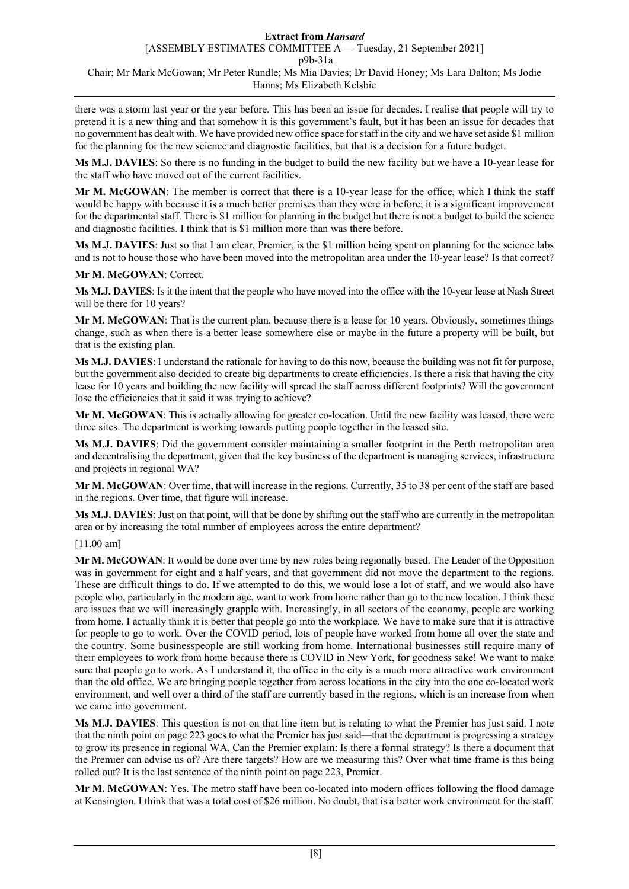there was a storm last year or the year before. This has been an issue for decades. I realise that people will try to pretend it is a new thing and that somehow it is this government's fault, but it has been an issue for decades that no government has dealt with. We have provided new office space for staff in the city and we have set aside $1 million for the planning for the new science and diagnostic facilities, but that is a decision for a future budget.

**Ms M.J. DAVIES**: So there is no funding in the budget to build the new facility but we have a 10-year lease for the staff who have moved out of the current facilities.

**Mr M. McGOWAN**: The member is correct that there is a 10-year lease for the office, which I think the staff would be happy with because it is a much better premises than they were in before; it is a significant improvement for the departmental staff. There is $1 million for planning in the budget but there is not a budget to build the science and diagnostic facilities. I think that is $1 million more than was there before.

**Ms M.J. DAVIES**: Just so that I am clear, Premier, is the $1 million being spent on planning for the science labs and is not to house those who have been moved into the metropolitan area under the 10-year lease? Is that correct?

**Mr M. McGOWAN**: Correct.

**Ms M.J. DAVIES**: Is it the intent that the people who have moved into the office with the 10-year lease at Nash Street will be there for 10 years?

**Mr M. McGOWAN**: That is the current plan, because there is a lease for 10 years. Obviously, sometimes things change, such as when there is a better lease somewhere else or maybe in the future a property will be built, but that is the existing plan.

**Ms M.J. DAVIES**: I understand the rationale for having to do this now, because the building was not fit for purpose, but the government also decided to create big departments to create efficiencies. Is there a risk that having the city lease for 10 years and building the new facility will spread the staff across different footprints? Will the government lose the efficiencies that it said it was trying to achieve?

**Mr M. McGOWAN**: This is actually allowing for greater co-location. Until the new facility was leased, there were three sites. The department is working towards putting people together in the leased site.

**Ms M.J. DAVIES**: Did the government consider maintaining a smaller footprint in the Perth metropolitan area and decentralising the department, given that the key business of the department is managing services, infrastructure and projects in regional WA?

**Mr M. McGOWAN**: Over time, that will increase in the regions. Currently, 35 to 38 per cent of the staff are based in the regions. Over time, that figure will increase.

**Ms M.J. DAVIES**: Just on that point, will that be done by shifting out the staff who are currently in the metropolitan area or by increasing the total number of employees across the entire department?

[11.00 am]

**Mr M. McGOWAN**: It would be done over time by new roles being regionally based. The Leader of the Opposition was in government for eight and a half years, and that government did not move the department to the regions. These are difficult things to do. If we attempted to do this, we would lose a lot of staff, and we would also have people who, particularly in the modern age, want to work from home rather than go to the new location. I think these are issues that we will increasingly grapple with. Increasingly, in all sectors of the economy, people are working from home. I actually think it is better that people go into the workplace. We have to make sure that it is attractive for people to go to work. Over the COVID period, lots of people have worked from home all over the state and the country. Some businesspeople are still working from home. International businesses still require many of their employees to work from home because there is COVID in New York, for goodness sake! We want to make sure that people go to work. As I understand it, the office in the city is a much more attractive work environment than the old office. We are bringing people together from across locations in the city into the one co-located work environment, and well over a third of the staff are currently based in the regions, which is an increase from when we came into government.

**Ms M.J. DAVIES**: This question is not on that line item but is relating to what the Premier has just said. I note that the ninth point on page 223 goes to what the Premier has just said—that the department is progressing a strategy to grow its presence in regional WA. Can the Premier explain: Is there a formal strategy? Is there a document that the Premier can advise us of? Are there targets? How are we measuring this? Over what time frame is this being rolled out? It is the last sentence of the ninth point on page 223, Premier.

**Mr M. McGOWAN**: Yes. The metro staff have been co-located into modern offices following the flood damage at Kensington. I think that was a total cost of $26 million. No doubt, that is a better work environment for the staff.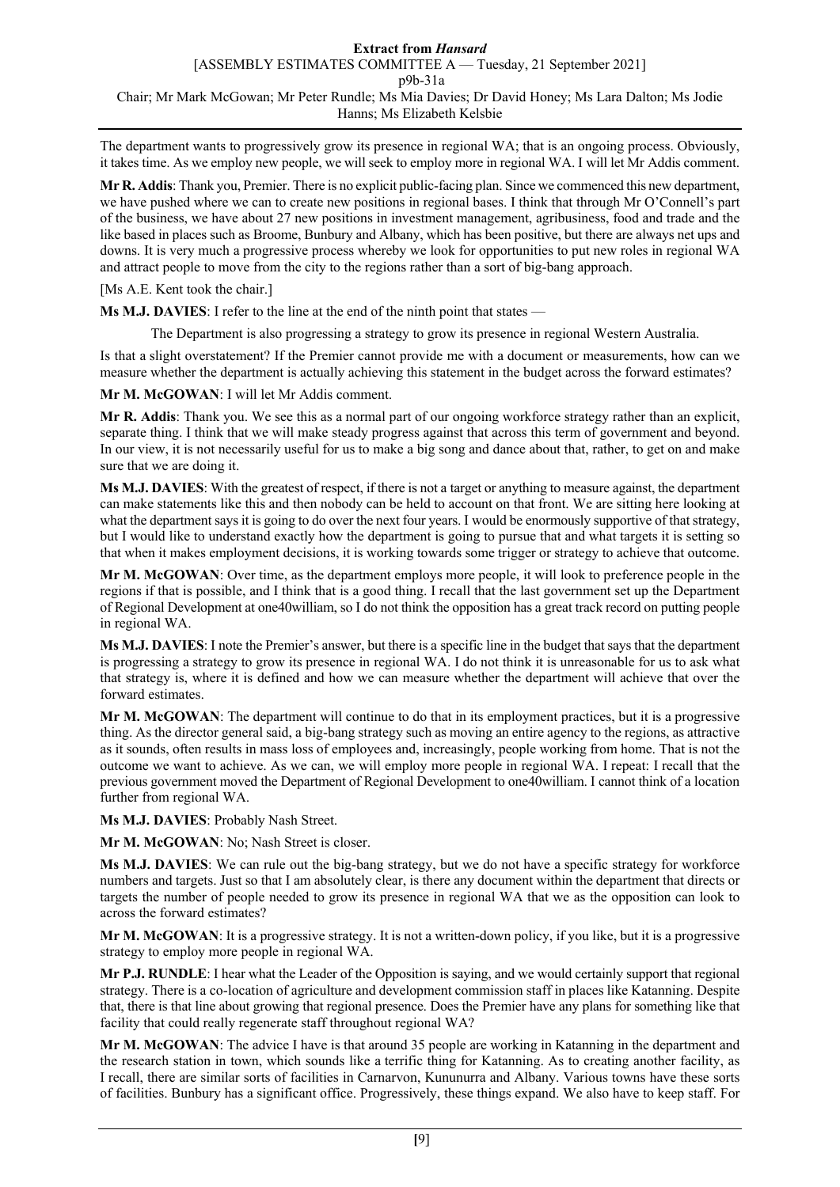The department wants to progressively grow its presence in regional WA; that is an ongoing process. Obviously, it takes time. As we employ new people, we will seek to employ more in regional WA. I will let Mr Addis comment.

**Mr R. Addis**: Thank you, Premier. There is no explicit public-facing plan. Since we commenced this new department, we have pushed where we can to create new positions in regional bases. I think that through Mr O'Connell's part of the business, we have about 27 new positions in investment management, agribusiness, food and trade and the like based in places such as Broome, Bunbury and Albany, which has been positive, but there are always net ups and downs. It is very much a progressive process whereby we look for opportunities to put new roles in regional WA and attract people to move from the city to the regions rather than a sort of big-bang approach.

[Ms A.E. Kent took the chair.]

**Ms M.J. DAVIES**: I refer to the line at the end of the ninth point that states —

> The Department is also progressing a strategy to grow its presence in regional Western Australia.

Is that a slight overstatement? If the Premier cannot provide me with a document or measurements, how can we measure whether the department is actually achieving this statement in the budget across the forward estimates?

**Mr M. McGOWAN**: I will let Mr Addis comment.

**Mr R. Addis**: Thank you. We see this as a normal part of our ongoing workforce strategy rather than an explicit, separate thing. I think that we will make steady progress against that across this term of government and beyond. In our view, it is not necessarily useful for us to make a big song and dance about that, rather, to get on and make sure that we are doing it.

**Ms M.J. DAVIES**: With the greatest of respect, if there is not a target or anything to measure against, the department can make statements like this and then nobody can be held to account on that front. We are sitting here looking at what the department says it is going to do over the next four years. I would be enormously supportive of that strategy, but I would like to understand exactly how the department is going to pursue that and what targets it is setting so that when it makes employment decisions, it is working towards some trigger or strategy to achieve that outcome.

**Mr M. McGOWAN**: Over time, as the department employs more people, it will look to preference people in the regions if that is possible, and I think that is a good thing. I recall that the last government set up the Department of Regional Development at one40william, so I do not think the opposition has a great track record on putting people in regional WA.

**Ms M.J. DAVIES**: I note the Premier's answer, but there is a specific line in the budget that says that the department is progressing a strategy to grow its presence in regional WA. I do not think it is unreasonable for us to ask what that strategy is, where it is defined and how we can measure whether the department will achieve that over the forward estimates.

**Mr M. McGOWAN**: The department will continue to do that in its employment practices, but it is a progressive thing. As the director general said, a big-bang strategy such as moving an entire agency to the regions, as attractive as it sounds, often results in mass loss of employees and, increasingly, people working from home. That is not the outcome we want to achieve. As we can, we will employ more people in regional WA. I repeat: I recall that the previous government moved the Department of Regional Development to one40william. I cannot think of a location further from regional WA.

**Ms M.J. DAVIES**: Probably Nash Street.

**Mr M. McGOWAN**: No; Nash Street is closer.

**Ms M.J. DAVIES**: We can rule out the big-bang strategy, but we do not have a specific strategy for workforce numbers and targets. Just so that I am absolutely clear, is there any document within the department that directs or targets the number of people needed to grow its presence in regional WA that we as the opposition can look to across the forward estimates?

**Mr M. McGOWAN**: It is a progressive strategy. It is not a written-down policy, if you like, but it is a progressive strategy to employ more people in regional WA.

**Mr P.J. RUNDLE**: I hear what the Leader of the Opposition is saying, and we would certainly support that regional strategy. There is a co-location of agriculture and development commission staff in places like Katanning. Despite that, there is that line about growing that regional presence. Does the Premier have any plans for something like that facility that could really regenerate staff throughout regional WA?

**Mr M. McGOWAN**: The advice I have is that around 35 people are working in Katanning in the department and the research station in town, which sounds like a terrific thing for Katanning. As to creating another facility, as I recall, there are similar sorts of facilities in Carnarvon, Kununurra and Albany. Various towns have these sorts of facilities. Bunbury has a significant office. Progressively, these things expand. We also have to keep staff. For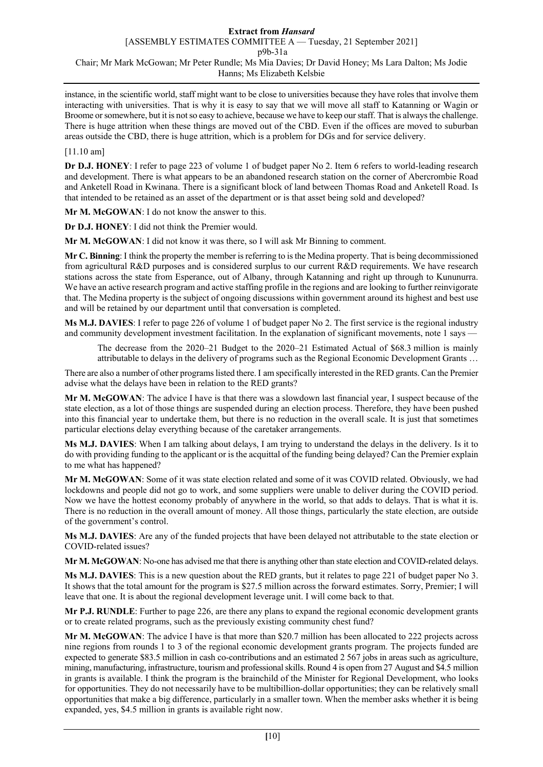instance, in the scientific world, staff might want to be close to universities because they have roles that involve them interacting with universities. That is why it is easy to say that we will move all staff to Katanning or Wagin or Broome or somewhere, but it is not so easy to achieve, because we have to keep our staff. That is always the challenge. There is huge attrition when these things are moved out of the CBD. Even if the offices are moved to suburban areas outside the CBD, there is huge attrition, which is a problem for DGs and for service delivery.

[11.10 am]

**Dr D.J. HONEY**: I refer to page 223 of volume 1 of budget paper No 2. Item 6 refers to world-leading research and development. There is what appears to be an abandoned research station on the corner of Abercrombie Road and Anketell Road in Kwinana. There is a significant block of land between Thomas Road and Anketell Road. Is that intended to be retained as an asset of the department or is that asset being sold and developed?

**Mr M. McGOWAN**: I do not know the answer to this.

**Dr D.J. HONEY**: I did not think the Premier would.

**Mr M. McGOWAN**: I did not know it was there, so I will ask Mr Binning to comment.

**Mr C. Binning**: I think the property the member is referring to is the Medina property. That is being decommissioned from agricultural R&D purposes and is considered surplus to our current R&D requirements. We have research stations across the state from Esperance, out of Albany, through Katanning and right up through to Kununurra. We have an active research program and active staffing profile in the regions and are looking to further reinvigorate that. The Medina property is the subject of ongoing discussions within government around its highest and best use and will be retained by our department until that conversation is completed.

**Ms M.J. DAVIES**: I refer to page 226 of volume 1 of budget paper No 2. The first service is the regional industry and community development investment facilitation. In the explanation of significant movements, note 1 says —

> The decrease from the 2020–21 Budget to the 2020–21 Estimated Actual of $68.3 million is mainly attributable to delays in the delivery of programs such as the Regional Economic Development Grants …

There are also a number of other programs listed there. I am specifically interested in the RED grants. Can the Premier advise what the delays have been in relation to the RED grants?

**Mr M. McGOWAN**: The advice I have is that there was a slowdown last financial year, I suspect because of the state election, as a lot of those things are suspended during an election process. Therefore, they have been pushed into this financial year to undertake them, but there is no reduction in the overall scale. It is just that sometimes particular elections delay everything because of the caretaker arrangements.

**Ms M.J. DAVIES**: When I am talking about delays, I am trying to understand the delays in the delivery. Is it to do with providing funding to the applicant or is the acquittal of the funding being delayed? Can the Premier explain to me what has happened?

**Mr M. McGOWAN**: Some of it was state election related and some of it was COVID related. Obviously, we had lockdowns and people did not go to work, and some suppliers were unable to deliver during the COVID period. Now we have the hottest economy probably of anywhere in the world, so that adds to delays. That is what it is. There is no reduction in the overall amount of money. All those things, particularly the state election, are outside of the government's control.

**Ms M.J. DAVIES**: Are any of the funded projects that have been delayed not attributable to the state election or COVID-related issues?

**Mr M. McGOWAN**: No-one has advised me that there is anything other than state election and COVID-related delays.

**Ms M.J. DAVIES**: This is a new question about the RED grants, but it relates to page 221 of budget paper No 3. It shows that the total amount for the program is $27.5 million across the forward estimates. Sorry, Premier; I will leave that one. It is about the regional development leverage unit. I will come back to that.

**Mr P.J. RUNDLE**: Further to page 226, are there any plans to expand the regional economic development grants or to create related programs, such as the previously existing community chest fund?

**Mr M. McGOWAN**: The advice I have is that more than $20.7 million has been allocated to 222 projects across nine regions from rounds 1 to 3 of the regional economic development grants program. The projects funded are expected to generate $83.5 million in cash co-contributions and an estimated 2 567 jobs in areas such as agriculture, mining, manufacturing, infrastructure, tourism and professional skills. Round 4 is open from 27 August and $4.5 million in grants is available. I think the program is the brainchild of the Minister for Regional Development, who looks for opportunities. They do not necessarily have to be multibillion-dollar opportunities; they can be relatively small opportunities that make a big difference, particularly in a smaller town. When the member asks whether it is being expanded, yes, $4.5 million in grants is available right now.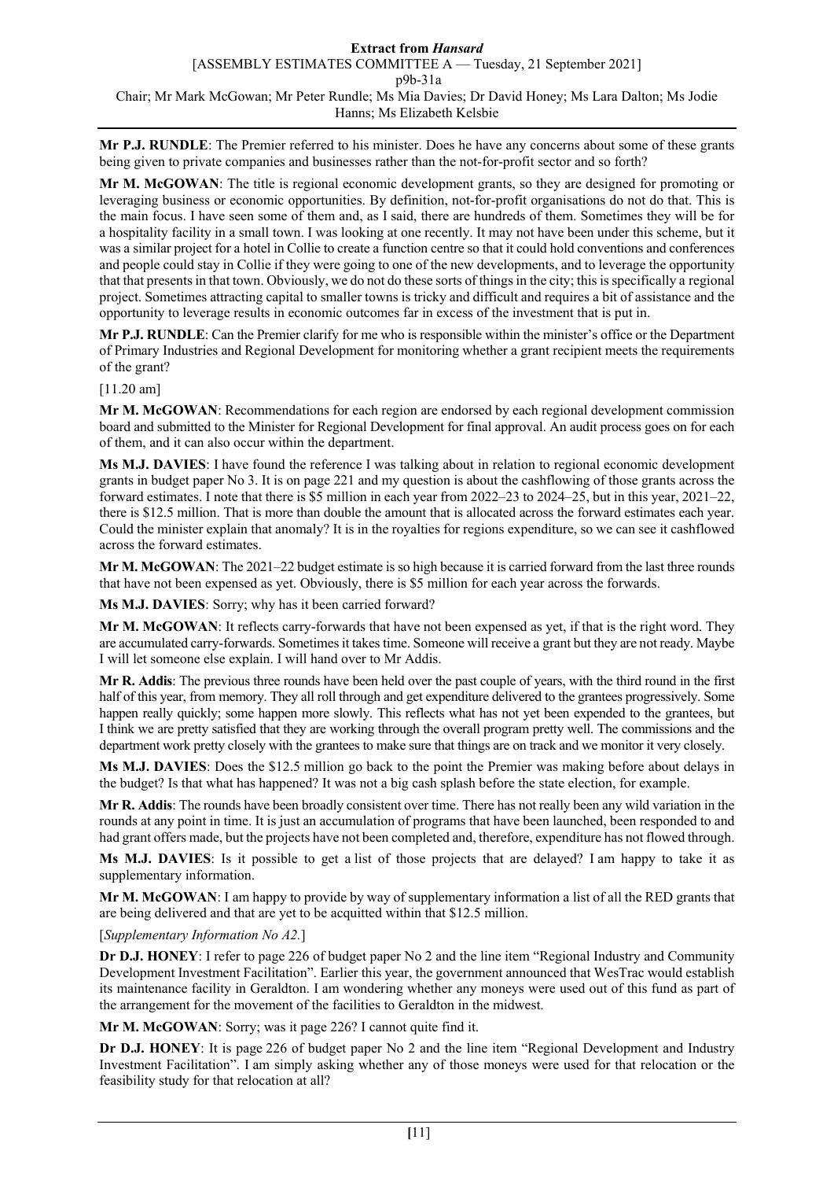**Mr P.J. RUNDLE**: The Premier referred to his minister. Does he have any concerns about some of these grants being given to private companies and businesses rather than the not-for-profit sector and so forth?

**Mr M. McGOWAN**: The title is regional economic development grants, so they are designed for promoting or leveraging business or economic opportunities. By definition, not-for-profit organisations do not do that. This is the main focus. I have seen some of them and, as I said, there are hundreds of them. Sometimes they will be for a hospitality facility in a small town. I was looking at one recently. It may not have been under this scheme, but it was a similar project for a hotel in Collie to create a function centre so that it could hold conventions and conferences and people could stay in Collie if they were going to one of the new developments, and to leverage the opportunity that that presents in that town. Obviously, we do not do these sorts of things in the city; this is specifically a regional project. Sometimes attracting capital to smaller towns is tricky and difficult and requires a bit of assistance and the opportunity to leverage results in economic outcomes far in excess of the investment that is put in.

**Mr P.J. RUNDLE**: Can the Premier clarify for me who is responsible within the minister's office or the Department of Primary Industries and Regional Development for monitoring whether a grant recipient meets the requirements of the grant?

[11.20 am]

**Mr M. McGOWAN**: Recommendations for each region are endorsed by each regional development commission board and submitted to the Minister for Regional Development for final approval. An audit process goes on for each of them, and it can also occur within the department.

**Ms M.J. DAVIES**: I have found the reference I was talking about in relation to regional economic development grants in budget paper No 3. It is on page 221 and my question is about the cashflowing of those grants across the forward estimates. I note that there is $5 million in each year from 2022–23 to 2024–25, but in this year, 2021–22, there is $12.5 million. That is more than double the amount that is allocated across the forward estimates each year. Could the minister explain that anomaly? It is in the royalties for regions expenditure, so we can see it cashflowed across the forward estimates.

**Mr M. McGOWAN**: The 2021–22 budget estimate is so high because it is carried forward from the last three rounds that have not been expensed as yet. Obviously, there is $5 million for each year across the forwards.

**Ms M.J. DAVIES**: Sorry; why has it been carried forward?

**Mr M. McGOWAN**: It reflects carry-forwards that have not been expensed as yet, if that is the right word. They are accumulated carry-forwards. Sometimes it takes time. Someone will receive a grant but they are not ready. Maybe I will let someone else explain. I will hand over to Mr Addis.

**Mr R. Addis**: The previous three rounds have been held over the past couple of years, with the third round in the first half of this year, from memory. They all roll through and get expenditure delivered to the grantees progressively. Some happen really quickly; some happen more slowly. This reflects what has not yet been expended to the grantees, but I think we are pretty satisfied that they are working through the overall program pretty well. The commissions and the department work pretty closely with the grantees to make sure that things are on track and we monitor it very closely.

**Ms M.J. DAVIES**: Does the $12.5 million go back to the point the Premier was making before about delays in the budget? Is that what has happened? It was not a big cash splash before the state election, for example.

**Mr R. Addis**: The rounds have been broadly consistent over time. There has not really been any wild variation in the rounds at any point in time. It is just an accumulation of programs that have been launched, been responded to and had grant offers made, but the projects have not been completed and, therefore, expenditure has not flowed through.

**Ms M.J. DAVIES**: Is it possible to get a list of those projects that are delayed? I am happy to take it as supplementary information.

**Mr M. McGOWAN**: I am happy to provide by way of supplementary information a list of all the RED grants that are being delivered and that are yet to be acquitted within that $12.5 million.

[*Supplementary Information No A2.*]

**Dr D.J. HONEY**: I refer to page 226 of budget paper No 2 and the line item "Regional Industry and Community Development Investment Facilitation". Earlier this year, the government announced that WesTrac would establish its maintenance facility in Geraldton. I am wondering whether any moneys were used out of this fund as part of the arrangement for the movement of the facilities to Geraldton in the midwest.

**Mr M. McGOWAN**: Sorry; was it page 226? I cannot quite find it.

**Dr D.J. HONEY**: It is page 226 of budget paper No 2 and the line item "Regional Development and Industry Investment Facilitation". I am simply asking whether any of those moneys were used for that relocation or the feasibility study for that relocation at all?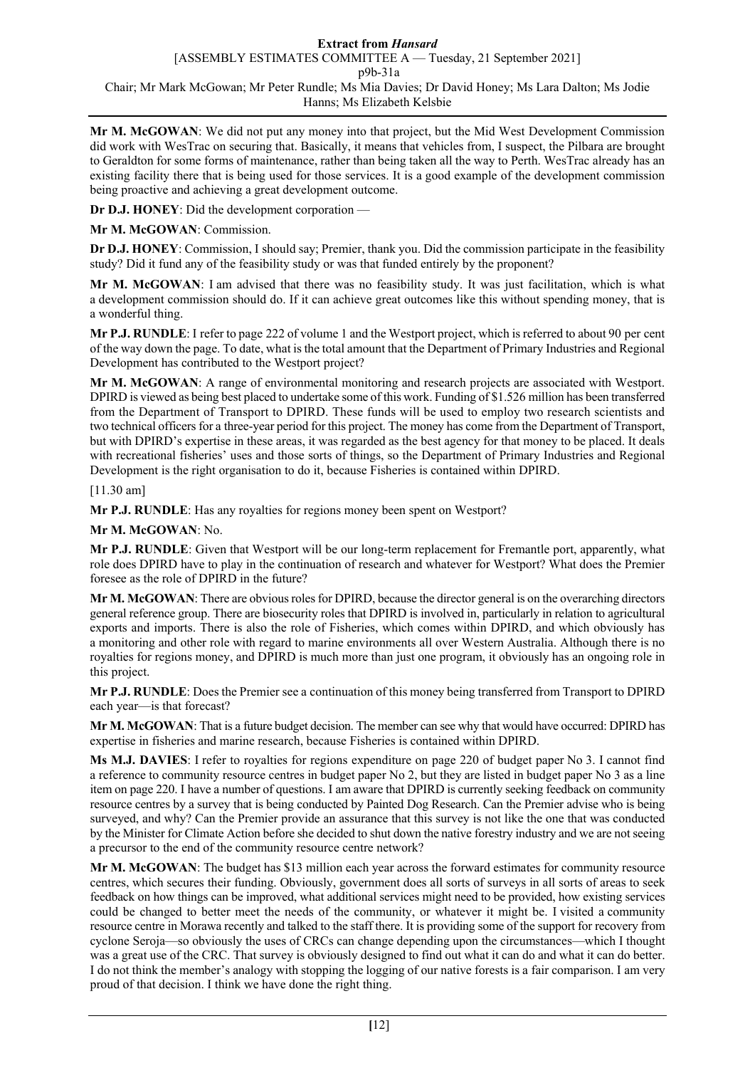**Mr M. McGOWAN**: We did not put any money into that project, but the Mid West Development Commission did work with WesTrac on securing that. Basically, it means that vehicles from, I suspect, the Pilbara are brought to Geraldton for some forms of maintenance, rather than being taken all the way to Perth. WesTrac already has an existing facility there that is being used for those services. It is a good example of the development commission being proactive and achieving a great development outcome.

**Dr D.J. HONEY**: Did the development corporation —

**Mr M. McGOWAN**: Commission.

**Dr D.J. HONEY**: Commission, I should say; Premier, thank you. Did the commission participate in the feasibility study? Did it fund any of the feasibility study or was that funded entirely by the proponent?

**Mr M. McGOWAN**: I am advised that there was no feasibility study. It was just facilitation, which is what a development commission should do. If it can achieve great outcomes like this without spending money, that is a wonderful thing.

**Mr P.J. RUNDLE**: I refer to page 222 of volume 1 and the Westport project, which is referred to about 90 per cent of the way down the page. To date, what is the total amount that the Department of Primary Industries and Regional Development has contributed to the Westport project?

**Mr M. McGOWAN**: A range of environmental monitoring and research projects are associated with Westport. DPIRD is viewed as being best placed to undertake some of this work. Funding of $1.526 million has been transferred from the Department of Transport to DPIRD. These funds will be used to employ two research scientists and two technical officers for a three-year period for this project. The money has come from the Department of Transport, but with DPIRD's expertise in these areas, it was regarded as the best agency for that money to be placed. It deals with recreational fisheries' uses and those sorts of things, so the Department of Primary Industries and Regional Development is the right organisation to do it, because Fisheries is contained within DPIRD.

[11.30 am]

**Mr P.J. RUNDLE**: Has any royalties for regions money been spent on Westport?

**Mr M. McGOWAN**: No.

**Mr P.J. RUNDLE**: Given that Westport will be our long-term replacement for Fremantle port, apparently, what role does DPIRD have to play in the continuation of research and whatever for Westport? What does the Premier foresee as the role of DPIRD in the future?

**Mr M. McGOWAN**: There are obvious roles for DPIRD, because the director general is on the overarching directors general reference group. There are biosecurity roles that DPIRD is involved in, particularly in relation to agricultural exports and imports. There is also the role of Fisheries, which comes within DPIRD, and which obviously has a monitoring and other role with regard to marine environments all over Western Australia. Although there is no royalties for regions money, and DPIRD is much more than just one program, it obviously has an ongoing role in this project.

**Mr P.J. RUNDLE**: Does the Premier see a continuation of this money being transferred from Transport to DPIRD each year—is that forecast?

**Mr M. McGOWAN**: That is a future budget decision. The member can see why that would have occurred: DPIRD has expertise in fisheries and marine research, because Fisheries is contained within DPIRD.

**Ms M.J. DAVIES**: I refer to royalties for regions expenditure on page 220 of budget paper No 3. I cannot find a reference to community resource centres in budget paper No 2, but they are listed in budget paper No 3 as a line item on page 220. I have a number of questions. I am aware that DPIRD is currently seeking feedback on community resource centres by a survey that is being conducted by Painted Dog Research. Can the Premier advise who is being surveyed, and why? Can the Premier provide an assurance that this survey is not like the one that was conducted by the Minister for Climate Action before she decided to shut down the native forestry industry and we are not seeing a precursor to the end of the community resource centre network?

**Mr M. McGOWAN**: The budget has $13 million each year across the forward estimates for community resource centres, which secures their funding. Obviously, government does all sorts of surveys in all sorts of areas to seek feedback on how things can be improved, what additional services might need to be provided, how existing services could be changed to better meet the needs of the community, or whatever it might be. I visited a community resource centre in Morawa recently and talked to the staff there. It is providing some of the support for recovery from cyclone Seroja—so obviously the uses of CRCs can change depending upon the circumstances—which I thought was a great use of the CRC. That survey is obviously designed to find out what it can do and what it can do better. I do not think the member's analogy with stopping the logging of our native forests is a fair comparison. I am very proud of that decision. I think we have done the right thing.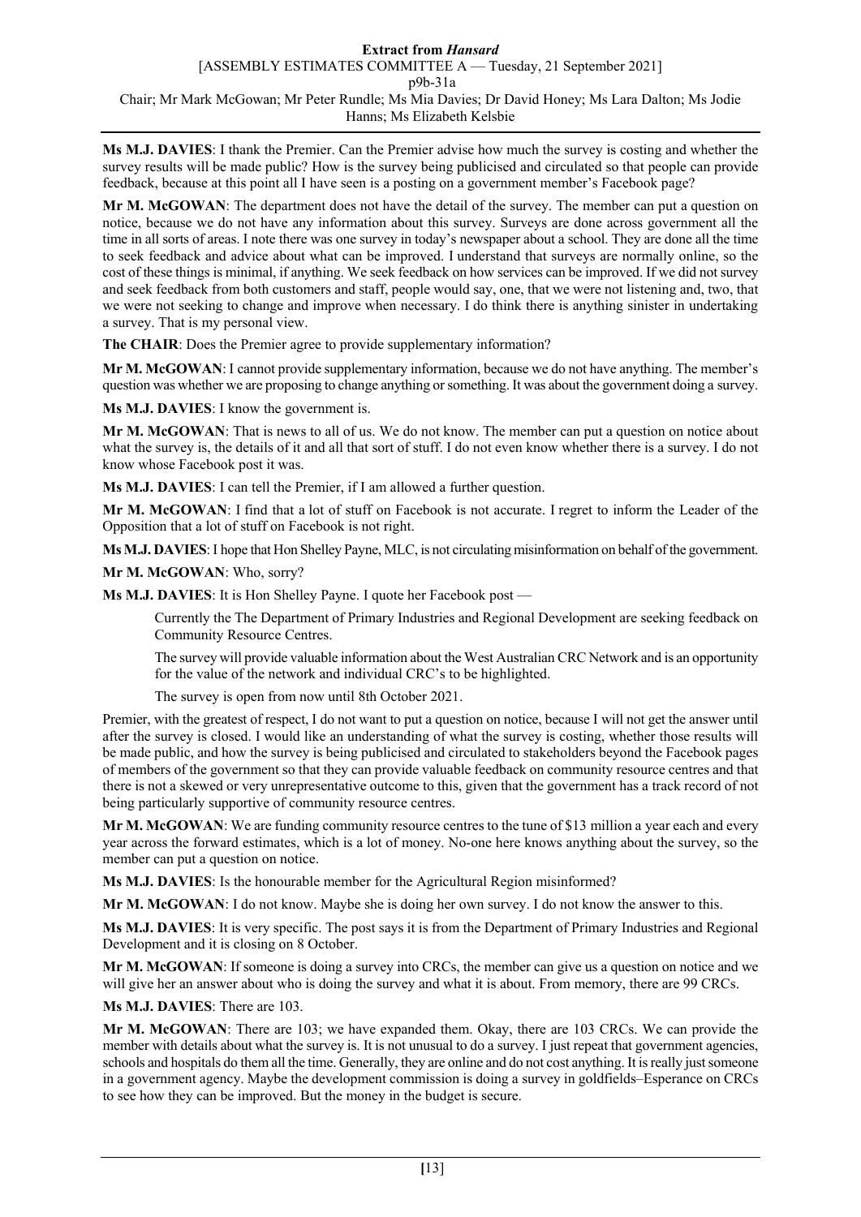**Ms M.J. DAVIES**: I thank the Premier. Can the Premier advise how much the survey is costing and whether the survey results will be made public? How is the survey being publicised and circulated so that people can provide feedback, because at this point all I have seen is a posting on a government member's Facebook page?

**Mr M. McGOWAN**: The department does not have the detail of the survey. The member can put a question on notice, because we do not have any information about this survey. Surveys are done across government all the time in all sorts of areas. I note there was one survey in today's newspaper about a school. They are done all the time to seek feedback and advice about what can be improved. I understand that surveys are normally online, so the cost of these things is minimal, if anything. We seek feedback on how services can be improved. If we did not survey and seek feedback from both customers and staff, people would say, one, that we were not listening and, two, that we were not seeking to change and improve when necessary. I do think there is anything sinister in undertaking a survey. That is my personal view.

**The CHAIR**: Does the Premier agree to provide supplementary information?

**Mr M. McGOWAN**: I cannot provide supplementary information, because we do not have anything. The member's question was whether we are proposing to change anything or something. It was about the government doing a survey.

**Ms M.J. DAVIES**: I know the government is.

**Mr M. McGOWAN**: That is news to all of us. We do not know. The member can put a question on notice about what the survey is, the details of it and all that sort of stuff. I do not even know whether there is a survey. I do not know whose Facebook post it was.

**Ms M.J. DAVIES**: I can tell the Premier, if I am allowed a further question.

**Mr M. McGOWAN**: I find that a lot of stuff on Facebook is not accurate. I regret to inform the Leader of the Opposition that a lot of stuff on Facebook is not right.

**Ms M.J. DAVIES**: I hope that Hon Shelley Payne, MLC, is not circulating misinformation on behalf of the government.

**Mr M. McGOWAN**: Who, sorry?

**Ms M.J. DAVIES**: It is Hon Shelley Payne. I quote her Facebook post —

> Currently the The Department of Primary Industries and Regional Development are seeking feedback on Community Resource Centres.
>
> The survey will provide valuable information about the West Australian CRC Network and is an opportunity for the value of the network and individual CRC's to be highlighted.
>
> The survey is open from now until 8th October 2021.

Premier, with the greatest of respect, I do not want to put a question on notice, because I will not get the answer until after the survey is closed. I would like an understanding of what the survey is costing, whether those results will be made public, and how the survey is being publicised and circulated to stakeholders beyond the Facebook pages of members of the government so that they can provide valuable feedback on community resource centres and that there is not a skewed or very unrepresentative outcome to this, given that the government has a track record of not being particularly supportive of community resource centres.

**Mr M. McGOWAN**: We are funding community resource centres to the tune of $13 million a year each and every year across the forward estimates, which is a lot of money. No-one here knows anything about the survey, so the member can put a question on notice.

**Ms M.J. DAVIES**: Is the honourable member for the Agricultural Region misinformed?

**Mr M. McGOWAN**: I do not know. Maybe she is doing her own survey. I do not know the answer to this.

**Ms M.J. DAVIES**: It is very specific. The post says it is from the Department of Primary Industries and Regional Development and it is closing on 8 October.

**Mr M. McGOWAN**: If someone is doing a survey into CRCs, the member can give us a question on notice and we will give her an answer about who is doing the survey and what it is about. From memory, there are 99 CRCs.

**Ms M.J. DAVIES**: There are 103.

**Mr M. McGOWAN**: There are 103; we have expanded them. Okay, there are 103 CRCs. We can provide the member with details about what the survey is. It is not unusual to do a survey. I just repeat that government agencies, schools and hospitals do them all the time. Generally, they are online and do not cost anything. It is really just someone in a government agency. Maybe the development commission is doing a survey in goldfields–Esperance on CRCs to see how they can be improved. But the money in the budget is secure.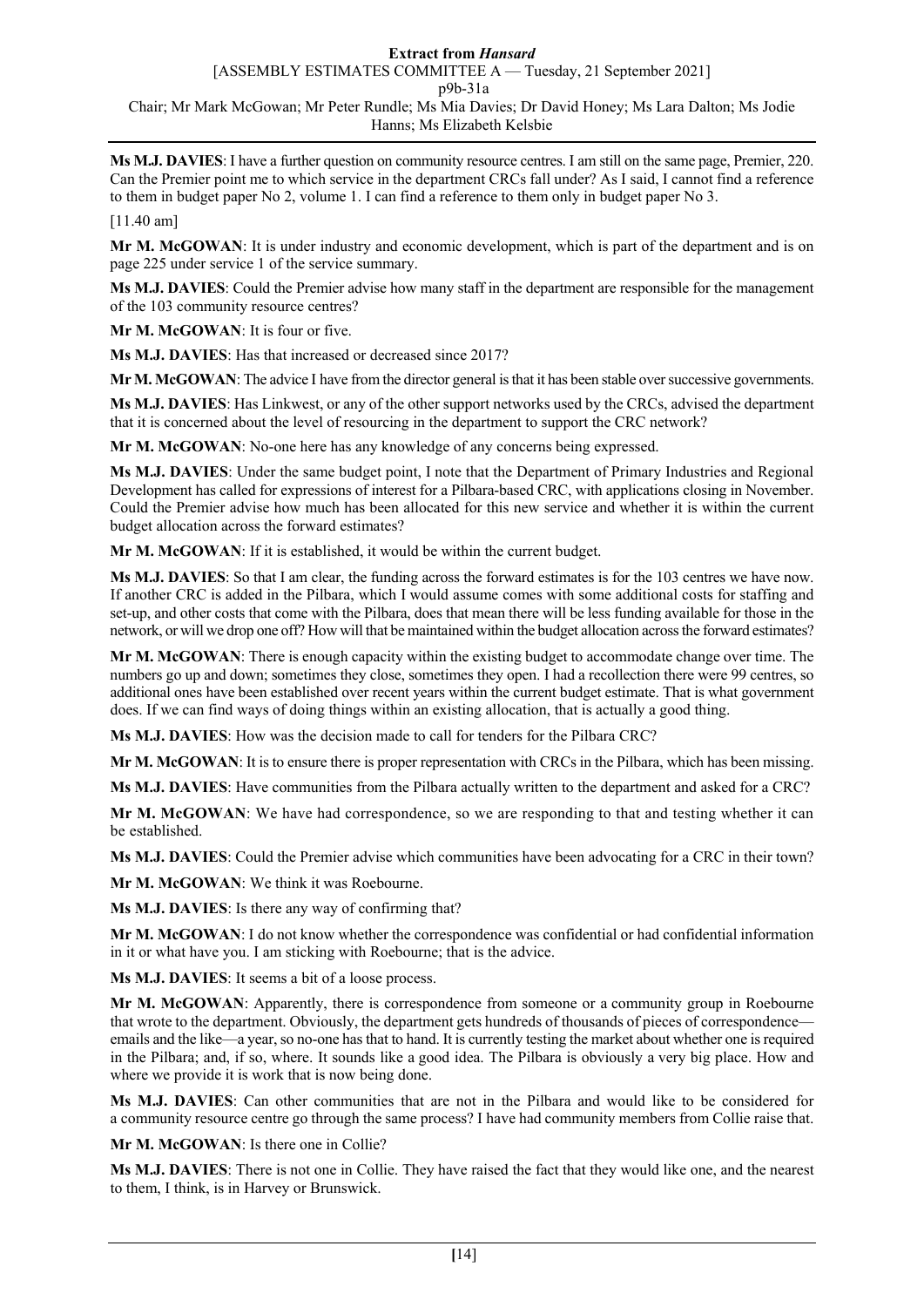**Ms M.J. DAVIES**: I have a further question on community resource centres. I am still on the same page, Premier, 220. Can the Premier point me to which service in the department CRCs fall under? As I said, I cannot find a reference to them in budget paper No 2, volume 1. I can find a reference to them only in budget paper No 3.

[11.40 am]

**Mr M. McGOWAN**: It is under industry and economic development, which is part of the department and is on page 225 under service 1 of the service summary.

**Ms M.J. DAVIES**: Could the Premier advise how many staff in the department are responsible for the management of the 103 community resource centres?

**Mr M. McGOWAN**: It is four or five.

**Ms M.J. DAVIES**: Has that increased or decreased since 2017?

**Mr M. McGOWAN**: The advice I have from the director general is that it has been stable over successive governments.

**Ms M.J. DAVIES**: Has Linkwest, or any of the other support networks used by the CRCs, advised the department that it is concerned about the level of resourcing in the department to support the CRC network?

**Mr M. McGOWAN**: No-one here has any knowledge of any concerns being expressed.

**Ms M.J. DAVIES**: Under the same budget point, I note that the Department of Primary Industries and Regional Development has called for expressions of interest for a Pilbara-based CRC, with applications closing in November. Could the Premier advise how much has been allocated for this new service and whether it is within the current budget allocation across the forward estimates?

**Mr M. McGOWAN**: If it is established, it would be within the current budget.

**Ms M.J. DAVIES**: So that I am clear, the funding across the forward estimates is for the 103 centres we have now. If another CRC is added in the Pilbara, which I would assume comes with some additional costs for staffing and set-up, and other costs that come with the Pilbara, does that mean there will be less funding available for those in the network, or will we drop one off? How will that be maintained within the budget allocation across the forward estimates?

**Mr M. McGOWAN**: There is enough capacity within the existing budget to accommodate change over time. The numbers go up and down; sometimes they close, sometimes they open. I had a recollection there were 99 centres, so additional ones have been established over recent years within the current budget estimate. That is what government does. If we can find ways of doing things within an existing allocation, that is actually a good thing.

**Ms M.J. DAVIES**: How was the decision made to call for tenders for the Pilbara CRC?

**Mr M. McGOWAN**: It is to ensure there is proper representation with CRCs in the Pilbara, which has been missing.

**Ms M.J. DAVIES**: Have communities from the Pilbara actually written to the department and asked for a CRC?

**Mr M. McGOWAN**: We have had correspondence, so we are responding to that and testing whether it can be established.

**Ms M.J. DAVIES**: Could the Premier advise which communities have been advocating for a CRC in their town?

**Mr M. McGOWAN**: We think it was Roebourne.

**Ms M.J. DAVIES**: Is there any way of confirming that?

**Mr M. McGOWAN**: I do not know whether the correspondence was confidential or had confidential information in it or what have you. I am sticking with Roebourne; that is the advice.

**Ms M.J. DAVIES**: It seems a bit of a loose process.

**Mr M. McGOWAN**: Apparently, there is correspondence from someone or a community group in Roebourne that wrote to the department. Obviously, the department gets hundreds of thousands of pieces of correspondence—emails and the like—a year, so no-one has that to hand. It is currently testing the market about whether one is required in the Pilbara; and, if so, where. It sounds like a good idea. The Pilbara is obviously a very big place. How and where we provide it is work that is now being done.

**Ms M.J. DAVIES**: Can other communities that are not in the Pilbara and would like to be considered for a community resource centre go through the same process? I have had community members from Collie raise that.

**Mr M. McGOWAN**: Is there one in Collie?

**Ms M.J. DAVIES**: There is not one in Collie. They have raised the fact that they would like one, and the nearest to them, I think, is in Harvey or Brunswick.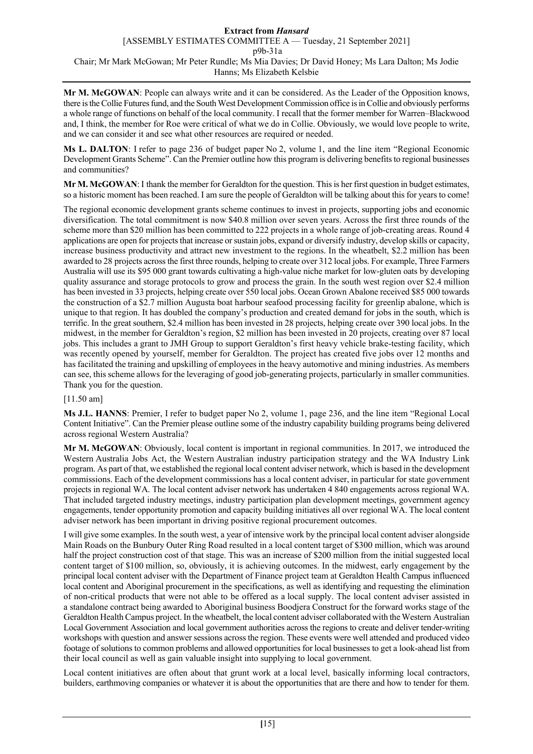**Mr M. McGOWAN**: People can always write and it can be considered. As the Leader of the Opposition knows, there is the Collie Futures fund, and the South West Development Commission office is in Collie and obviously performs a whole range of functions on behalf of the local community. I recall that the former member for Warren–Blackwood and, I think, the member for Roe were critical of what we do in Collie. Obviously, we would love people to write, and we can consider it and see what other resources are required or needed.

**Ms L. DALTON**: I refer to page 236 of budget paper No 2, volume 1, and the line item "Regional Economic Development Grants Scheme". Can the Premier outline how this program is delivering benefits to regional businesses and communities?

**Mr M. McGOWAN**: I thank the member for Geraldton for the question. This is her first question in budget estimates, so a historic moment has been reached. I am sure the people of Geraldton will be talking about this for years to come!

The regional economic development grants scheme continues to invest in projects, supporting jobs and economic diversification. The total commitment is now $40.8 million over seven years. Across the first three rounds of the scheme more than $20 million has been committed to 222 projects in a whole range of job-creating areas. Round 4 applications are open for projects that increase or sustain jobs, expand or diversify industry, develop skills or capacity, increase business productivity and attract new investment to the regions. In the wheatbelt, $2.2 million has been awarded to 28 projects across the first three rounds, helping to create over 312 local jobs. For example, Three Farmers Australia will use its $95 000 grant towards cultivating a high-value niche market for low-gluten oats by developing quality assurance and storage protocols to grow and process the grain. In the south west region over $2.4 million has been invested in 33 projects, helping create over 550 local jobs. Ocean Grown Abalone received $85 000 towards the construction of a $2.7 million Augusta boat harbour seafood processing facility for greenlip abalone, which is unique to that region. It has doubled the company's production and created demand for jobs in the south, which is terrific. In the great southern, $2.4 million has been invested in 28 projects, helping create over 390 local jobs. In the midwest, in the member for Geraldton's region, $2 million has been invested in 20 projects, creating over 87 local jobs. This includes a grant to JMH Group to support Geraldton's first heavy vehicle brake-testing facility, which was recently opened by yourself, member for Geraldton. The project has created five jobs over 12 months and has facilitated the training and upskilling of employees in the heavy automotive and mining industries. As members can see, this scheme allows for the leveraging of good job-generating projects, particularly in smaller communities. Thank you for the question.

[11.50 am]

**Ms J.L. HANNS**: Premier, I refer to budget paper No 2, volume 1, page 236, and the line item "Regional Local Content Initiative". Can the Premier please outline some of the industry capability building programs being delivered across regional Western Australia?

**Mr M. McGOWAN**: Obviously, local content is important in regional communities. In 2017, we introduced the Western Australia Jobs Act, the Western Australian industry participation strategy and the WA Industry Link program. As part of that, we established the regional local content adviser network, which is based in the development commissions. Each of the development commissions has a local content adviser, in particular for state government projects in regional WA. The local content adviser network has undertaken 4 840 engagements across regional WA. That included targeted industry meetings, industry participation plan development meetings, government agency engagements, tender opportunity promotion and capacity building initiatives all over regional WA. The local content adviser network has been important in driving positive regional procurement outcomes.

I will give some examples. In the south west, a year of intensive work by the principal local content adviser alongside Main Roads on the Bunbury Outer Ring Road resulted in a local content target of $300 million, which was around half the project construction cost of that stage. This was an increase of $200 million from the initial suggested local content target of $100 million, so, obviously, it is achieving outcomes. In the midwest, early engagement by the principal local content adviser with the Department of Finance project team at Geraldton Health Campus influenced local content and Aboriginal procurement in the specifications, as well as identifying and requesting the elimination of non-critical products that were not able to be offered as a local supply. The local content adviser assisted in a standalone contract being awarded to Aboriginal business Boodjera Construct for the forward works stage of the Geraldton Health Campus project. In the wheatbelt, the local content adviser collaborated with the Western Australian Local Government Association and local government authorities across the regions to create and deliver tender-writing workshops with question and answer sessions across the region. These events were well attended and produced video footage of solutions to common problems and allowed opportunities for local businesses to get a look-ahead list from their local council as well as gain valuable insight into supplying to local government.

Local content initiatives are often about that grunt work at a local level, basically informing local contractors, builders, earthmoving companies or whatever it is about the opportunities that are there and how to tender for them.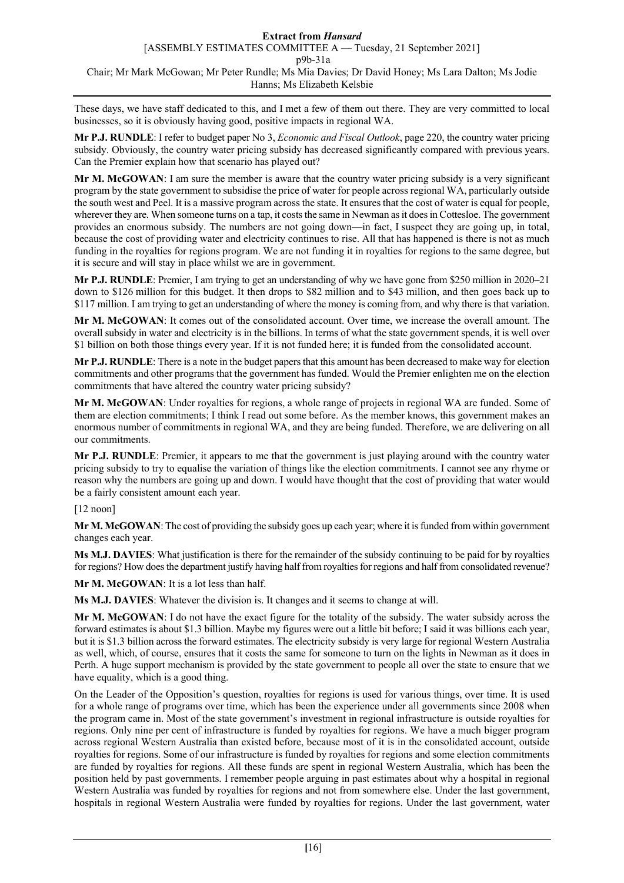These days, we have staff dedicated to this, and I met a few of them out there. They are very committed to local businesses, so it is obviously having good, positive impacts in regional WA.

**Mr P.J. RUNDLE**: I refer to budget paper No 3, *Economic and Fiscal Outlook*, page 220, the country water pricing subsidy. Obviously, the country water pricing subsidy has decreased significantly compared with previous years. Can the Premier explain how that scenario has played out?

**Mr M. McGOWAN**: I am sure the member is aware that the country water pricing subsidy is a very significant program by the state government to subsidise the price of water for people across regional WA, particularly outside the south west and Peel. It is a massive program across the state. It ensures that the cost of water is equal for people, wherever they are. When someone turns on a tap, it costs the same in Newman as it does in Cottesloe. The government provides an enormous subsidy. The numbers are not going down—in fact, I suspect they are going up, in total, because the cost of providing water and electricity continues to rise. All that has happened is there is not as much funding in the royalties for regions program. We are not funding it in royalties for regions to the same degree, but it is secure and will stay in place whilst we are in government.

**Mr P.J. RUNDLE**: Premier, I am trying to get an understanding of why we have gone from $250 million in 2020–21 down to $126 million for this budget. It then drops to $82 million and to $43 million, and then goes back up to $117 million. I am trying to get an understanding of where the money is coming from, and why there is that variation.

**Mr M. McGOWAN**: It comes out of the consolidated account. Over time, we increase the overall amount. The overall subsidy in water and electricity is in the billions. In terms of what the state government spends, it is well over $1 billion on both those things every year. If it is not funded here; it is funded from the consolidated account.

**Mr P.J. RUNDLE**: There is a note in the budget papers that this amount has been decreased to make way for election commitments and other programs that the government has funded. Would the Premier enlighten me on the election commitments that have altered the country water pricing subsidy?

**Mr M. McGOWAN**: Under royalties for regions, a whole range of projects in regional WA are funded. Some of them are election commitments; I think I read out some before. As the member knows, this government makes an enormous number of commitments in regional WA, and they are being funded. Therefore, we are delivering on all our commitments.

**Mr P.J. RUNDLE**: Premier, it appears to me that the government is just playing around with the country water pricing subsidy to try to equalise the variation of things like the election commitments. I cannot see any rhyme or reason why the numbers are going up and down. I would have thought that the cost of providing that water would be a fairly consistent amount each year.

[12 noon]

**Mr M. McGOWAN**: The cost of providing the subsidy goes up each year; where it is funded from within government changes each year.

**Ms M.J. DAVIES**: What justification is there for the remainder of the subsidy continuing to be paid for by royalties for regions? How does the department justify having half from royalties for regions and half from consolidated revenue?

**Mr M. McGOWAN**: It is a lot less than half.

**Ms M.J. DAVIES**: Whatever the division is. It changes and it seems to change at will.

**Mr M. McGOWAN**: I do not have the exact figure for the totality of the subsidy. The water subsidy across the forward estimates is about $1.3 billion. Maybe my figures were out a little bit before; I said it was billions each year, but it is $1.3 billion across the forward estimates. The electricity subsidy is very large for regional Western Australia as well, which, of course, ensures that it costs the same for someone to turn on the lights in Newman as it does in Perth. A huge support mechanism is provided by the state government to people all over the state to ensure that we have equality, which is a good thing.

On the Leader of the Opposition's question, royalties for regions is used for various things, over time. It is used for a whole range of programs over time, which has been the experience under all governments since 2008 when the program came in. Most of the state government's investment in regional infrastructure is outside royalties for regions. Only nine per cent of infrastructure is funded by royalties for regions. We have a much bigger program across regional Western Australia than existed before, because most of it is in the consolidated account, outside royalties for regions. Some of our infrastructure is funded by royalties for regions and some election commitments are funded by royalties for regions. All these funds are spent in regional Western Australia, which has been the position held by past governments. I remember people arguing in past estimates about why a hospital in regional Western Australia was funded by royalties for regions and not from somewhere else. Under the last government, hospitals in regional Western Australia were funded by royalties for regions. Under the last government, water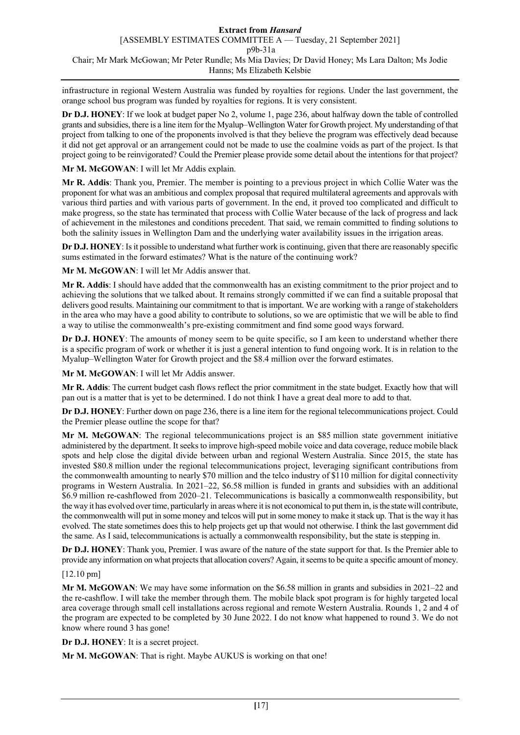infrastructure in regional Western Australia was funded by royalties for regions. Under the last government, the orange school bus program was funded by royalties for regions. It is very consistent.

**Dr D.J. HONEY**: If we look at budget paper No 2, volume 1, page 236, about halfway down the table of controlled grants and subsidies, there is a line item for the Myalup–Wellington Water for Growth project. My understanding of that project from talking to one of the proponents involved is that they believe the program was effectively dead because it did not get approval or an arrangement could not be made to use the coalmine voids as part of the project. Is that project going to be reinvigorated? Could the Premier please provide some detail about the intentions for that project?

**Mr M. McGOWAN**: I will let Mr Addis explain.

**Mr R. Addis**: Thank you, Premier. The member is pointing to a previous project in which Collie Water was the proponent for what was an ambitious and complex proposal that required multilateral agreements and approvals with various third parties and with various parts of government. In the end, it proved too complicated and difficult to make progress, so the state has terminated that process with Collie Water because of the lack of progress and lack of achievement in the milestones and conditions precedent. That said, we remain committed to finding solutions to both the salinity issues in Wellington Dam and the underlying water availability issues in the irrigation areas.

**Dr D.J. HONEY**: Is it possible to understand what further work is continuing, given that there are reasonably specific sums estimated in the forward estimates? What is the nature of the continuing work?

**Mr M. McGOWAN**: I will let Mr Addis answer that.

**Mr R. Addis**: I should have added that the commonwealth has an existing commitment to the prior project and to achieving the solutions that we talked about. It remains strongly committed if we can find a suitable proposal that delivers good results. Maintaining our commitment to that is important. We are working with a range of stakeholders in the area who may have a good ability to contribute to solutions, so we are optimistic that we will be able to find a way to utilise the commonwealth's pre-existing commitment and find some good ways forward.

**Dr D.J. HONEY**: The amounts of money seem to be quite specific, so I am keen to understand whether there is a specific program of work or whether it is just a general intention to fund ongoing work. It is in relation to the Myalup–Wellington Water for Growth project and the $8.4 million over the forward estimates.

**Mr M. McGOWAN**: I will let Mr Addis answer.

**Mr R. Addis**: The current budget cash flows reflect the prior commitment in the state budget. Exactly how that will pan out is a matter that is yet to be determined. I do not think I have a great deal more to add to that.

**Dr D.J. HONEY**: Further down on page 236, there is a line item for the regional telecommunications project. Could the Premier please outline the scope for that?

**Mr M. McGOWAN**: The regional telecommunications project is an $85 million state government initiative administered by the department. It seeks to improve high-speed mobile voice and data coverage, reduce mobile black spots and help close the digital divide between urban and regional Western Australia. Since 2015, the state has invested $80.8 million under the regional telecommunications project, leveraging significant contributions from the commonwealth amounting to nearly $70 million and the telco industry of $110 million for digital connectivity programs in Western Australia. In 2021–22, $6.58 million is funded in grants and subsidies with an additional $6.9 million re-cashflowed from 2020–21. Telecommunications is basically a commonwealth responsibility, but the way it has evolved over time, particularly in areas where it is not economical to put them in, is the state will contribute, the commonwealth will put in some money and telcos will put in some money to make it stack up. That is the way it has evolved. The state sometimes does this to help projects get up that would not otherwise. I think the last government did the same. As I said, telecommunications is actually a commonwealth responsibility, but the state is stepping in.

**Dr D.J. HONEY**: Thank you, Premier. I was aware of the nature of the state support for that. Is the Premier able to provide any information on what projects that allocation covers? Again, it seems to be quite a specific amount of money.

[12.10 pm]

**Mr M. McGOWAN**: We may have some information on the $6.58 million in grants and subsidies in 2021–22 and the re-cashflow. I will take the member through them. The mobile black spot program is for highly targeted local area coverage through small cell installations across regional and remote Western Australia. Rounds 1, 2 and 4 of the program are expected to be completed by 30 June 2022. I do not know what happened to round 3. We do not know where round 3 has gone!

**Dr D.J. HONEY**: It is a secret project.

**Mr M. McGOWAN**: That is right. Maybe AUKUS is working on that one!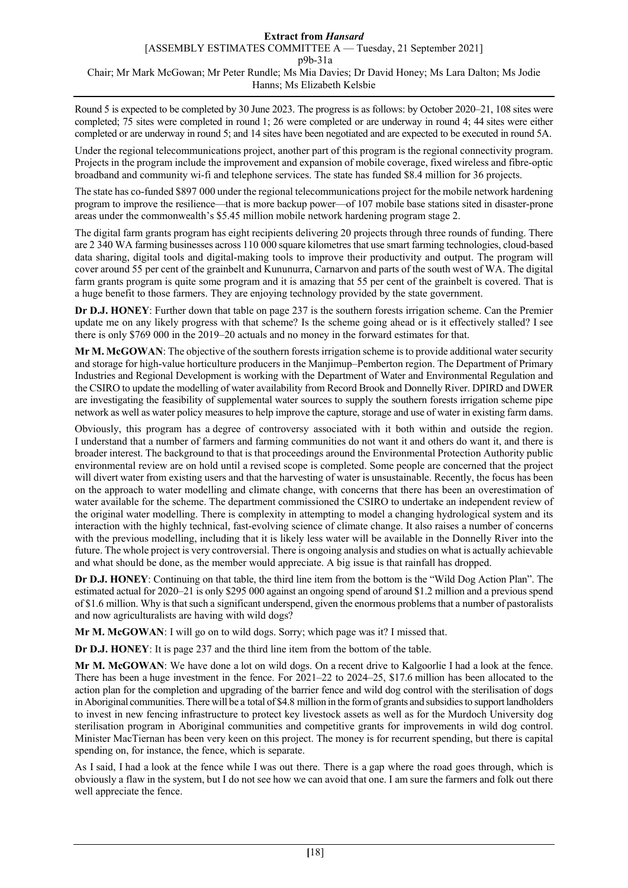Round 5 is expected to be completed by 30 June 2023. The progress is as follows: by October 2020–21, 108 sites were completed; 75 sites were completed in round 1; 26 were completed or are underway in round 4; 44 sites were either completed or are underway in round 5; and 14 sites have been negotiated and are expected to be executed in round 5A.

Under the regional telecommunications project, another part of this program is the regional connectivity program. Projects in the program include the improvement and expansion of mobile coverage, fixed wireless and fibre-optic broadband and community wi-fi and telephone services. The state has funded $8.4 million for 36 projects.

The state has co-funded $897 000 under the regional telecommunications project for the mobile network hardening program to improve the resilience—that is more backup power—of 107 mobile base stations sited in disaster-prone areas under the commonwealth's $5.45 million mobile network hardening program stage 2.

The digital farm grants program has eight recipients delivering 20 projects through three rounds of funding. There are 2 340 WA farming businesses across 110 000 square kilometres that use smart farming technologies, cloud-based data sharing, digital tools and digital-making tools to improve their productivity and output. The program will cover around 55 per cent of the grainbelt and Kununurra, Carnarvon and parts of the south west of WA. The digital farm grants program is quite some program and it is amazing that 55 per cent of the grainbelt is covered. That is a huge benefit to those farmers. They are enjoying technology provided by the state government.

**Dr D.J. HONEY**: Further down that table on page 237 is the southern forests irrigation scheme. Can the Premier update me on any likely progress with that scheme? Is the scheme going ahead or is it effectively stalled? I see there is only $769 000 in the 2019–20 actuals and no money in the forward estimates for that.

**Mr M. McGOWAN**: The objective of the southern forests irrigation scheme is to provide additional water security and storage for high-value horticulture producers in the Manjimup–Pemberton region. The Department of Primary Industries and Regional Development is working with the Department of Water and Environmental Regulation and the CSIRO to update the modelling of water availability from Record Brook and Donnelly River. DPIRD and DWER are investigating the feasibility of supplemental water sources to supply the southern forests irrigation scheme pipe network as well as water policy measures to help improve the capture, storage and use of water in existing farm dams.

Obviously, this program has a degree of controversy associated with it both within and outside the region. I understand that a number of farmers and farming communities do not want it and others do want it, and there is broader interest. The background to that is that proceedings around the Environmental Protection Authority public environmental review are on hold until a revised scope is completed. Some people are concerned that the project will divert water from existing users and that the harvesting of water is unsustainable. Recently, the focus has been on the approach to water modelling and climate change, with concerns that there has been an overestimation of water available for the scheme. The department commissioned the CSIRO to undertake an independent review of the original water modelling. There is complexity in attempting to model a changing hydrological system and its interaction with the highly technical, fast-evolving science of climate change. It also raises a number of concerns with the previous modelling, including that it is likely less water will be available in the Donnelly River into the future. The whole project is very controversial. There is ongoing analysis and studies on what is actually achievable and what should be done, as the member would appreciate. A big issue is that rainfall has dropped.

**Dr D.J. HONEY**: Continuing on that table, the third line item from the bottom is the "Wild Dog Action Plan". The estimated actual for 2020–21 is only $295 000 against an ongoing spend of around $1.2 million and a previous spend of $1.6 million. Why is that such a significant underspend, given the enormous problems that a number of pastoralists and now agriculturalists are having with wild dogs?

**Mr M. McGOWAN**: I will go on to wild dogs. Sorry; which page was it? I missed that.

**Dr D.J. HONEY**: It is page 237 and the third line item from the bottom of the table.

**Mr M. McGOWAN**: We have done a lot on wild dogs. On a recent drive to Kalgoorlie I had a look at the fence. There has been a huge investment in the fence. For 2021–22 to 2024–25, $17.6 million has been allocated to the action plan for the completion and upgrading of the barrier fence and wild dog control with the sterilisation of dogs in Aboriginal communities. There will be a total of $4.8 million in the form of grants and subsidies to support landholders to invest in new fencing infrastructure to protect key livestock assets as well as for the Murdoch University dog sterilisation program in Aboriginal communities and competitive grants for improvements in wild dog control. Minister MacTiernan has been very keen on this project. The money is for recurrent spending, but there is capital spending on, for instance, the fence, which is separate.

As I said, I had a look at the fence while I was out there. There is a gap where the road goes through, which is obviously a flaw in the system, but I do not see how we can avoid that one. I am sure the farmers and folk out there well appreciate the fence.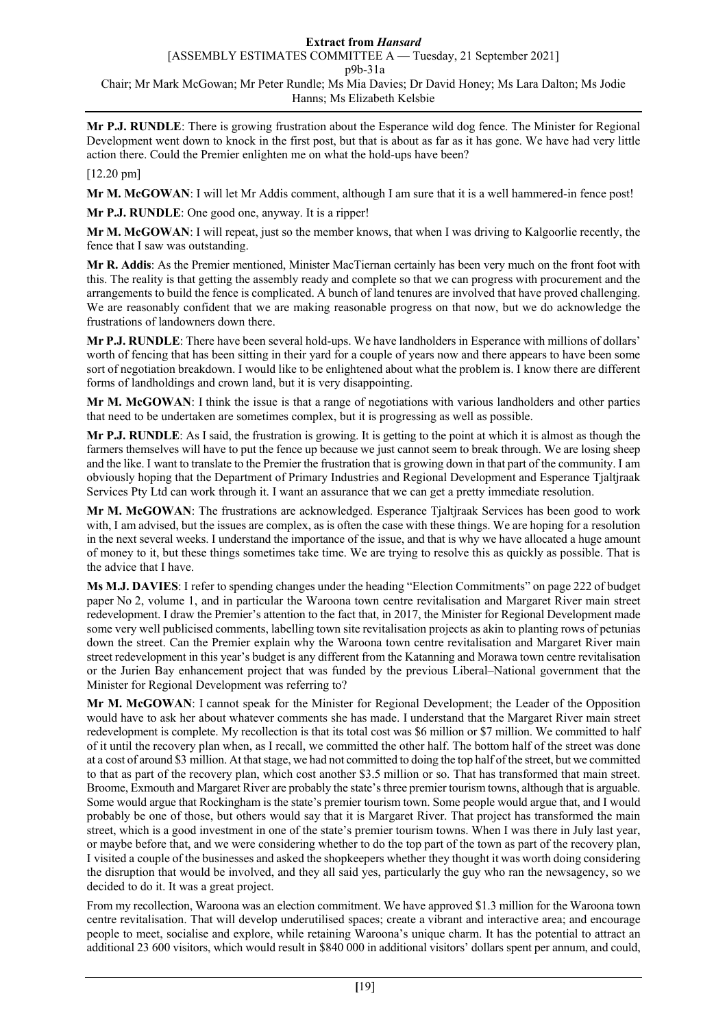**Mr P.J. RUNDLE**: There is growing frustration about the Esperance wild dog fence. The Minister for Regional Development went down to knock in the first post, but that is about as far as it has gone. We have had very little action there. Could the Premier enlighten me on what the hold-ups have been?

[12.20 pm]

**Mr M. McGOWAN**: I will let Mr Addis comment, although I am sure that it is a well hammered-in fence post!

**Mr P.J. RUNDLE**: One good one, anyway. It is a ripper!

**Mr M. McGOWAN**: I will repeat, just so the member knows, that when I was driving to Kalgoorlie recently, the fence that I saw was outstanding.

**Mr R. Addis**: As the Premier mentioned, Minister MacTiernan certainly has been very much on the front foot with this. The reality is that getting the assembly ready and complete so that we can progress with procurement and the arrangements to build the fence is complicated. A bunch of land tenures are involved that have proved challenging. We are reasonably confident that we are making reasonable progress on that now, but we do acknowledge the frustrations of landowners down there.

**Mr P.J. RUNDLE**: There have been several hold-ups. We have landholders in Esperance with millions of dollars' worth of fencing that has been sitting in their yard for a couple of years now and there appears to have been some sort of negotiation breakdown. I would like to be enlightened about what the problem is. I know there are different forms of landholdings and crown land, but it is very disappointing.

**Mr M. McGOWAN**: I think the issue is that a range of negotiations with various landholders and other parties that need to be undertaken are sometimes complex, but it is progressing as well as possible.

**Mr P.J. RUNDLE**: As I said, the frustration is growing. It is getting to the point at which it is almost as though the farmers themselves will have to put the fence up because we just cannot seem to break through. We are losing sheep and the like. I want to translate to the Premier the frustration that is growing down in that part of the community. I am obviously hoping that the Department of Primary Industries and Regional Development and Esperance Tjaltjraak Services Pty Ltd can work through it. I want an assurance that we can get a pretty immediate resolution.

**Mr M. McGOWAN**: The frustrations are acknowledged. Esperance Tjaltjraak Services has been good to work with, I am advised, but the issues are complex, as is often the case with these things. We are hoping for a resolution in the next several weeks. I understand the importance of the issue, and that is why we have allocated a huge amount of money to it, but these things sometimes take time. We are trying to resolve this as quickly as possible. That is the advice that I have.

**Ms M.J. DAVIES**: I refer to spending changes under the heading "Election Commitments" on page 222 of budget paper No 2, volume 1, and in particular the Waroona town centre revitalisation and Margaret River main street redevelopment. I draw the Premier's attention to the fact that, in 2017, the Minister for Regional Development made some very well publicised comments, labelling town site revitalisation projects as akin to planting rows of petunias down the street. Can the Premier explain why the Waroona town centre revitalisation and Margaret River main street redevelopment in this year's budget is any different from the Katanning and Morawa town centre revitalisation or the Jurien Bay enhancement project that was funded by the previous Liberal–National government that the Minister for Regional Development was referring to?

**Mr M. McGOWAN**: I cannot speak for the Minister for Regional Development; the Leader of the Opposition would have to ask her about whatever comments she has made. I understand that the Margaret River main street redevelopment is complete. My recollection is that its total cost was $6 million or $7 million. We committed to half of it until the recovery plan when, as I recall, we committed the other half. The bottom half of the street was done at a cost of around $3 million. At that stage, we had not committed to doing the top half of the street, but we committed to that as part of the recovery plan, which cost another $3.5 million or so. That has transformed that main street. Broome, Exmouth and Margaret River are probably the state's three premier tourism towns, although that is arguable. Some would argue that Rockingham is the state's premier tourism town. Some people would argue that, and I would probably be one of those, but others would say that it is Margaret River. That project has transformed the main street, which is a good investment in one of the state's premier tourism towns. When I was there in July last year, or maybe before that, and we were considering whether to do the top part of the town as part of the recovery plan, I visited a couple of the businesses and asked the shopkeepers whether they thought it was worth doing considering the disruption that would be involved, and they all said yes, particularly the guy who ran the newsagency, so we decided to do it. It was a great project.

From my recollection, Waroona was an election commitment. We have approved $1.3 million for the Waroona town centre revitalisation. That will develop underutilised spaces; create a vibrant and interactive area; and encourage people to meet, socialise and explore, while retaining Waroona's unique charm. It has the potential to attract an additional 23 600 visitors, which would result in $840 000 in additional visitors' dollars spent per annum, and could,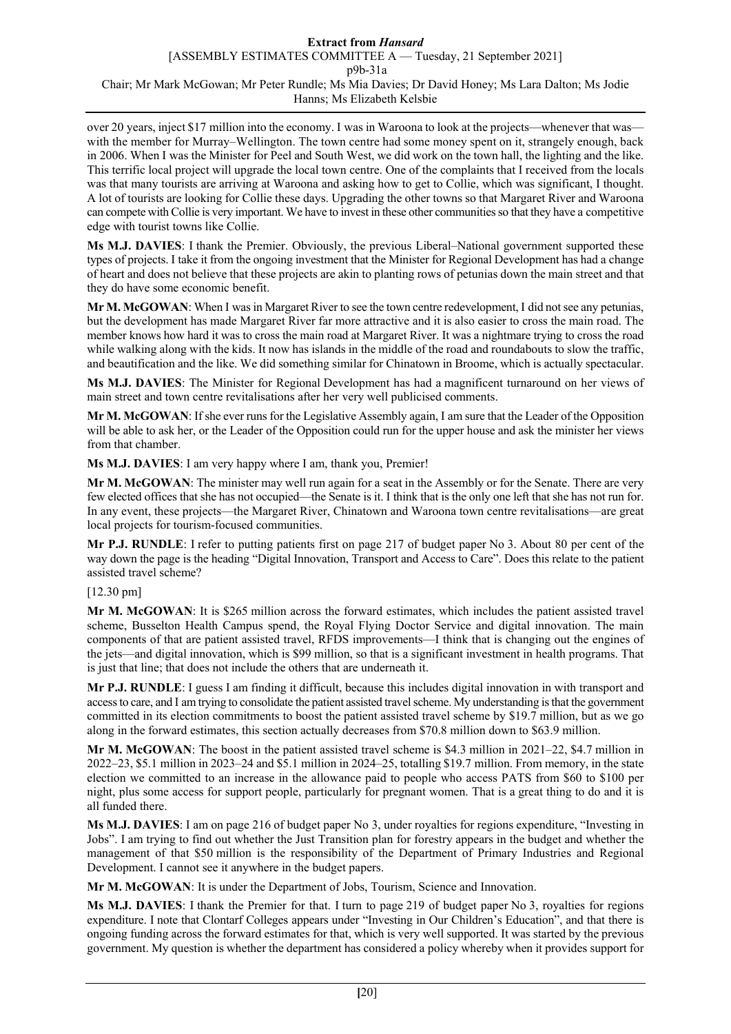over 20 years, inject $17 million into the economy. I was in Waroona to look at the projects—whenever that was—with the member for Murray–Wellington. The town centre had some money spent on it, strangely enough, back in 2006. When I was the Minister for Peel and South West, we did work on the town hall, the lighting and the like. This terrific local project will upgrade the local town centre. One of the complaints that I received from the locals was that many tourists are arriving at Waroona and asking how to get to Collie, which was significant, I thought. A lot of tourists are looking for Collie these days. Upgrading the other towns so that Margaret River and Waroona can compete with Collie is very important. We have to invest in these other communities so that they have a competitive edge with tourist towns like Collie.

**Ms M.J. DAVIES**: I thank the Premier. Obviously, the previous Liberal–National government supported these types of projects. I take it from the ongoing investment that the Minister for Regional Development has had a change of heart and does not believe that these projects are akin to planting rows of petunias down the main street and that they do have some economic benefit.

**Mr M. McGOWAN**: When I was in Margaret River to see the town centre redevelopment, I did not see any petunias, but the development has made Margaret River far more attractive and it is also easier to cross the main road. The member knows how hard it was to cross the main road at Margaret River. It was a nightmare trying to cross the road while walking along with the kids. It now has islands in the middle of the road and roundabouts to slow the traffic, and beautification and the like. We did something similar for Chinatown in Broome, which is actually spectacular.

**Ms M.J. DAVIES**: The Minister for Regional Development has had a magnificent turnaround on her views of main street and town centre revitalisations after her very well publicised comments.

**Mr M. McGOWAN**: If she ever runs for the Legislative Assembly again, I am sure that the Leader of the Opposition will be able to ask her, or the Leader of the Opposition could run for the upper house and ask the minister her views from that chamber.

**Ms M.J. DAVIES**: I am very happy where I am, thank you, Premier!

**Mr M. McGOWAN**: The minister may well run again for a seat in the Assembly or for the Senate. There are very few elected offices that she has not occupied—the Senate is it. I think that is the only one left that she has not run for. In any event, these projects—the Margaret River, Chinatown and Waroona town centre revitalisations—are great local projects for tourism-focused communities.

**Mr P.J. RUNDLE**: I refer to putting patients first on page 217 of budget paper No 3. About 80 per cent of the way down the page is the heading "Digital Innovation, Transport and Access to Care". Does this relate to the patient assisted travel scheme?

[12.30 pm]

**Mr M. McGOWAN**: It is $265 million across the forward estimates, which includes the patient assisted travel scheme, Busselton Health Campus spend, the Royal Flying Doctor Service and digital innovation. The main components of that are patient assisted travel, RFDS improvements—I think that is changing out the engines of the jets—and digital innovation, which is $99 million, so that is a significant investment in health programs. That is just that line; that does not include the others that are underneath it.

**Mr P.J. RUNDLE**: I guess I am finding it difficult, because this includes digital innovation in with transport and access to care, and I am trying to consolidate the patient assisted travel scheme. My understanding is that the government committed in its election commitments to boost the patient assisted travel scheme by $19.7 million, but as we go along in the forward estimates, this section actually decreases from $70.8 million down to $63.9 million.

**Mr M. McGOWAN**: The boost in the patient assisted travel scheme is $4.3 million in 2021–22, $4.7 million in 2022–23, $5.1 million in 2023–24 and $5.1 million in 2024–25, totalling $19.7 million. From memory, in the state election we committed to an increase in the allowance paid to people who access PATS from $60 to $100 per night, plus some access for support people, particularly for pregnant women. That is a great thing to do and it is all funded there.

**Ms M.J. DAVIES**: I am on page 216 of budget paper No 3, under royalties for regions expenditure, "Investing in Jobs". I am trying to find out whether the Just Transition plan for forestry appears in the budget and whether the management of that $50 million is the responsibility of the Department of Primary Industries and Regional Development. I cannot see it anywhere in the budget papers.

**Mr M. McGOWAN**: It is under the Department of Jobs, Tourism, Science and Innovation.

**Ms M.J. DAVIES**: I thank the Premier for that. I turn to page 219 of budget paper No 3, royalties for regions expenditure. I note that Clontarf Colleges appears under "Investing in Our Children's Education", and that there is ongoing funding across the forward estimates for that, which is very well supported. It was started by the previous government. My question is whether the department has considered a policy whereby when it provides support for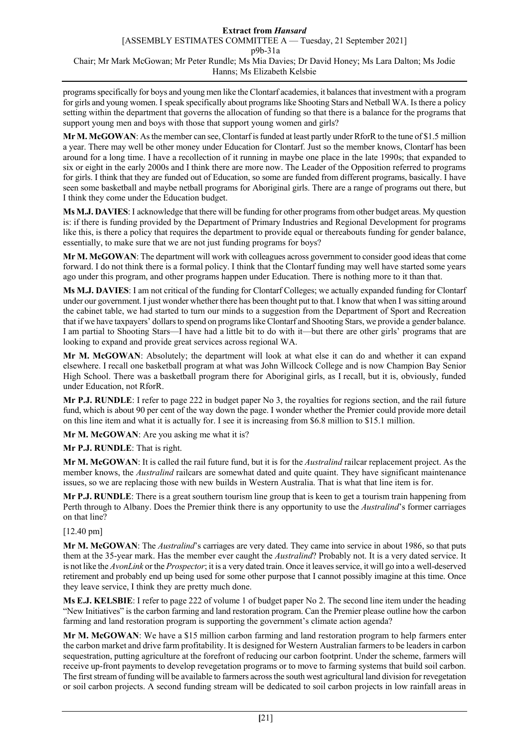programs specifically for boys and young men like the Clontarf academies, it balances that investment with a program for girls and young women. I speak specifically about programs like Shooting Stars and Netball WA. Is there a policy setting within the department that governs the allocation of funding so that there is a balance for the programs that support young men and boys with those that support young women and girls?

**Mr M. McGOWAN**: As the member can see, Clontarf is funded at least partly under RforR to the tune of $1.5 million a year. There may well be other money under Education for Clontarf. Just so the member knows, Clontarf has been around for a long time. I have a recollection of it running in maybe one place in the late 1990s; that expanded to six or eight in the early 2000s and I think there are more now. The Leader of the Opposition referred to programs for girls. I think that they are funded out of Education, so some are funded from different programs, basically. I have seen some basketball and maybe netball programs for Aboriginal girls. There are a range of programs out there, but I think they come under the Education budget.

**Ms M.J. DAVIES**: I acknowledge that there will be funding for other programs from other budget areas. My question is: if there is funding provided by the Department of Primary Industries and Regional Development for programs like this, is there a policy that requires the department to provide equal or thereabouts funding for gender balance, essentially, to make sure that we are not just funding programs for boys?

**Mr M. McGOWAN**: The department will work with colleagues across government to consider good ideas that come forward. I do not think there is a formal policy. I think that the Clontarf funding may well have started some years ago under this program, and other programs happen under Education. There is nothing more to it than that.

**Ms M.J. DAVIES**: I am not critical of the funding for Clontarf Colleges; we actually expanded funding for Clontarf under our government. I just wonder whether there has been thought put to that. I know that when I was sitting around the cabinet table, we had started to turn our minds to a suggestion from the Department of Sport and Recreation that if we have taxpayers' dollars to spend on programs like Clontarf and Shooting Stars, we provide a gender balance. I am partial to Shooting Stars—I have had a little bit to do with it—but there are other girls' programs that are looking to expand and provide great services across regional WA.

**Mr M. McGOWAN**: Absolutely; the department will look at what else it can do and whether it can expand elsewhere. I recall one basketball program at what was John Willcock College and is now Champion Bay Senior High School. There was a basketball program there for Aboriginal girls, as I recall, but it is, obviously, funded under Education, not RforR.

**Mr P.J. RUNDLE**: I refer to page 222 in budget paper No 3, the royalties for regions section, and the rail future fund, which is about 90 per cent of the way down the page. I wonder whether the Premier could provide more detail on this line item and what it is actually for. I see it is increasing from $6.8 million to $15.1 million.

**Mr M. McGOWAN**: Are you asking me what it is?

**Mr P.J. RUNDLE**: That is right.

**Mr M. McGOWAN**: It is called the rail future fund, but it is for the *Australind* railcar replacement project. As the member knows, the *Australind* railcars are somewhat dated and quite quaint. They have significant maintenance issues, so we are replacing those with new builds in Western Australia. That is what that line item is for.

**Mr P.J. RUNDLE**: There is a great southern tourism line group that is keen to get a tourism train happening from Perth through to Albany. Does the Premier think there is any opportunity to use the *Australind*'s former carriages on that line?

[12.40 pm]

**Mr M. McGOWAN**: The *Australind*'s carriages are very dated. They came into service in about 1986, so that puts them at the 35-year mark. Has the member ever caught the *Australind*? Probably not. It is a very dated service. It is not like the *AvonLink* or the *Prospector*; it is a very dated train. Once it leaves service, it will go into a well-deserved retirement and probably end up being used for some other purpose that I cannot possibly imagine at this time. Once they leave service, I think they are pretty much done.

**Ms E.J. KELSBIE**: I refer to page 222 of volume 1 of budget paper No 2. The second line item under the heading "New Initiatives" is the carbon farming and land restoration program. Can the Premier please outline how the carbon farming and land restoration program is supporting the government's climate action agenda?

**Mr M. McGOWAN**: We have a $15 million carbon farming and land restoration program to help farmers enter the carbon market and drive farm profitability. It is designed for Western Australian farmers to be leaders in carbon sequestration, putting agriculture at the forefront of reducing our carbon footprint. Under the scheme, farmers will receive up-front payments to develop revegetation programs or to move to farming systems that build soil carbon. The first stream of funding will be available to farmers across the south west agricultural land division for revegetation or soil carbon projects. A second funding stream will be dedicated to soil carbon projects in low rainfall areas in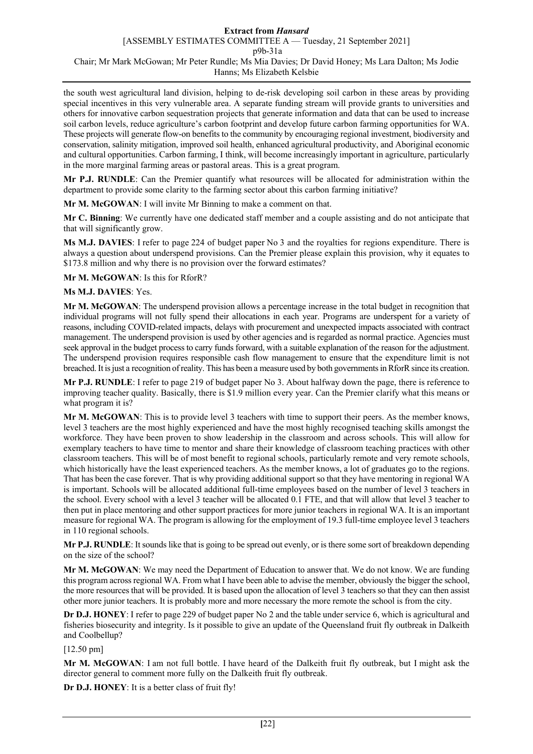the south west agricultural land division, helping to de-risk developing soil carbon in these areas by providing special incentives in this very vulnerable area. A separate funding stream will provide grants to universities and others for innovative carbon sequestration projects that generate information and data that can be used to increase soil carbon levels, reduce agriculture's carbon footprint and develop future carbon farming opportunities for WA. These projects will generate flow-on benefits to the community by encouraging regional investment, biodiversity and conservation, salinity mitigation, improved soil health, enhanced agricultural productivity, and Aboriginal economic and cultural opportunities. Carbon farming, I think, will become increasingly important in agriculture, particularly in the more marginal farming areas or pastoral areas. This is a great program.

**Mr P.J. RUNDLE**: Can the Premier quantify what resources will be allocated for administration within the department to provide some clarity to the farming sector about this carbon farming initiative?

**Mr M. McGOWAN**: I will invite Mr Binning to make a comment on that.

**Mr C. Binning**: We currently have one dedicated staff member and a couple assisting and do not anticipate that that will significantly grow.

**Ms M.J. DAVIES**: I refer to page 224 of budget paper No 3 and the royalties for regions expenditure. There is always a question about underspend provisions. Can the Premier please explain this provision, why it equates to $173.8 million and why there is no provision over the forward estimates?

**Mr M. McGOWAN**: Is this for RforR?

**Ms M.J. DAVIES**: Yes.

**Mr M. McGOWAN**: The underspend provision allows a percentage increase in the total budget in recognition that individual programs will not fully spend their allocations in each year. Programs are underspent for a variety of reasons, including COVID-related impacts, delays with procurement and unexpected impacts associated with contract management. The underspend provision is used by other agencies and is regarded as normal practice. Agencies must seek approval in the budget process to carry funds forward, with a suitable explanation of the reason for the adjustment. The underspend provision requires responsible cash flow management to ensure that the expenditure limit is not breached. It is just a recognition of reality. This has been a measure used by both governments in RforR since its creation.

**Mr P.J. RUNDLE**: I refer to page 219 of budget paper No 3. About halfway down the page, there is reference to improving teacher quality. Basically, there is $1.9 million every year. Can the Premier clarify what this means or what program it is?

**Mr M. McGOWAN**: This is to provide level 3 teachers with time to support their peers. As the member knows, level 3 teachers are the most highly experienced and have the most highly recognised teaching skills amongst the workforce. They have been proven to show leadership in the classroom and across schools. This will allow for exemplary teachers to have time to mentor and share their knowledge of classroom teaching practices with other classroom teachers. This will be of most benefit to regional schools, particularly remote and very remote schools, which historically have the least experienced teachers. As the member knows, a lot of graduates go to the regions. That has been the case forever. That is why providing additional support so that they have mentoring in regional WA is important. Schools will be allocated additional full-time employees based on the number of level 3 teachers in the school. Every school with a level 3 teacher will be allocated 0.1 FTE, and that will allow that level 3 teacher to then put in place mentoring and other support practices for more junior teachers in regional WA. It is an important measure for regional WA. The program is allowing for the employment of 19.3 full-time employee level 3 teachers in 110 regional schools.

**Mr P.J. RUNDLE**: It sounds like that is going to be spread out evenly, or is there some sort of breakdown depending on the size of the school?

**Mr M. McGOWAN**: We may need the Department of Education to answer that. We do not know. We are funding this program across regional WA. From what I have been able to advise the member, obviously the bigger the school, the more resources that will be provided. It is based upon the allocation of level 3 teachers so that they can then assist other more junior teachers. It is probably more and more necessary the more remote the school is from the city.

**Dr D.J. HONEY**: I refer to page 229 of budget paper No 2 and the table under service 6, which is agricultural and fisheries biosecurity and integrity. Is it possible to give an update of the Queensland fruit fly outbreak in Dalkeith and Coolbellup?

[12.50 pm]

**Mr M. McGOWAN**: I am not full bottle. I have heard of the Dalkeith fruit fly outbreak, but I might ask the director general to comment more fully on the Dalkeith fruit fly outbreak.

**Dr D.J. HONEY**: It is a better class of fruit fly!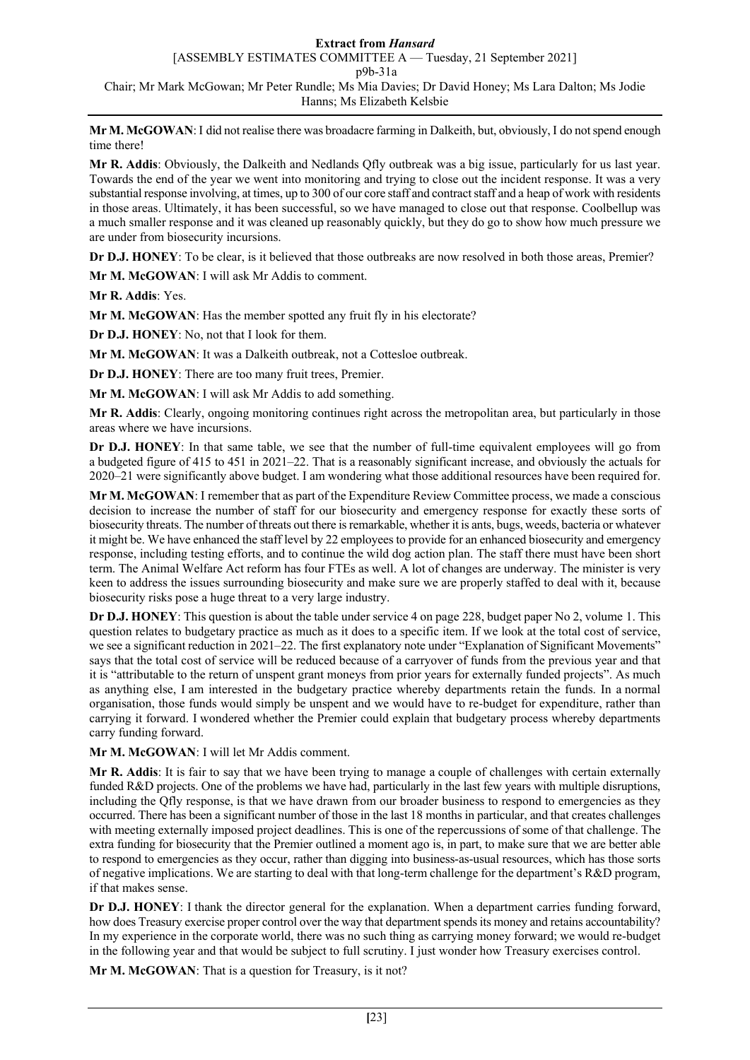**Mr M. McGOWAN**: I did not realise there was broadacre farming in Dalkeith, but, obviously, I do not spend enough time there!

**Mr R. Addis**: Obviously, the Dalkeith and Nedlands Qfly outbreak was a big issue, particularly for us last year. Towards the end of the year we went into monitoring and trying to close out the incident response. It was a very substantial response involving, at times, up to 300 of our core staff and contract staff and a heap of work with residents in those areas. Ultimately, it has been successful, so we have managed to close out that response. Coolbellup was a much smaller response and it was cleaned up reasonably quickly, but they do go to show how much pressure we are under from biosecurity incursions.

**Dr D.J. HONEY**: To be clear, is it believed that those outbreaks are now resolved in both those areas, Premier?

**Mr M. McGOWAN**: I will ask Mr Addis to comment.

**Mr R. Addis**: Yes.

**Mr M. McGOWAN**: Has the member spotted any fruit fly in his electorate?

**Dr D.J. HONEY**: No, not that I look for them.

**Mr M. McGOWAN**: It was a Dalkeith outbreak, not a Cottesloe outbreak.

**Dr D.J. HONEY**: There are too many fruit trees, Premier.

**Mr M. McGOWAN**: I will ask Mr Addis to add something.

**Mr R. Addis**: Clearly, ongoing monitoring continues right across the metropolitan area, but particularly in those areas where we have incursions.

**Dr D.J. HONEY**: In that same table, we see that the number of full-time equivalent employees will go from a budgeted figure of 415 to 451 in 2021–22. That is a reasonably significant increase, and obviously the actuals for 2020–21 were significantly above budget. I am wondering what those additional resources have been required for.

**Mr M. McGOWAN**: I remember that as part of the Expenditure Review Committee process, we made a conscious decision to increase the number of staff for our biosecurity and emergency response for exactly these sorts of biosecurity threats. The number of threats out there is remarkable, whether it is ants, bugs, weeds, bacteria or whatever it might be. We have enhanced the staff level by 22 employees to provide for an enhanced biosecurity and emergency response, including testing efforts, and to continue the wild dog action plan. The staff there must have been short term. The Animal Welfare Act reform has four FTEs as well. A lot of changes are underway. The minister is very keen to address the issues surrounding biosecurity and make sure we are properly staffed to deal with it, because biosecurity risks pose a huge threat to a very large industry.

**Dr D.J. HONEY**: This question is about the table under service 4 on page 228, budget paper No 2, volume 1. This question relates to budgetary practice as much as it does to a specific item. If we look at the total cost of service, we see a significant reduction in 2021–22. The first explanatory note under "Explanation of Significant Movements" says that the total cost of service will be reduced because of a carryover of funds from the previous year and that it is "attributable to the return of unspent grant moneys from prior years for externally funded projects". As much as anything else, I am interested in the budgetary practice whereby departments retain the funds. In a normal organisation, those funds would simply be unspent and we would have to re-budget for expenditure, rather than carrying it forward. I wondered whether the Premier could explain that budgetary process whereby departments carry funding forward.

**Mr M. McGOWAN**: I will let Mr Addis comment.

**Mr R. Addis**: It is fair to say that we have been trying to manage a couple of challenges with certain externally funded R&D projects. One of the problems we have had, particularly in the last few years with multiple disruptions, including the Qfly response, is that we have drawn from our broader business to respond to emergencies as they occurred. There has been a significant number of those in the last 18 months in particular, and that creates challenges with meeting externally imposed project deadlines. This is one of the repercussions of some of that challenge. The extra funding for biosecurity that the Premier outlined a moment ago is, in part, to make sure that we are better able to respond to emergencies as they occur, rather than digging into business-as-usual resources, which has those sorts of negative implications. We are starting to deal with that long-term challenge for the department's R&D program, if that makes sense.

**Dr D.J. HONEY**: I thank the director general for the explanation. When a department carries funding forward, how does Treasury exercise proper control over the way that department spends its money and retains accountability? In my experience in the corporate world, there was no such thing as carrying money forward; we would re-budget in the following year and that would be subject to full scrutiny. I just wonder how Treasury exercises control.

**Mr M. McGOWAN**: That is a question for Treasury, is it not?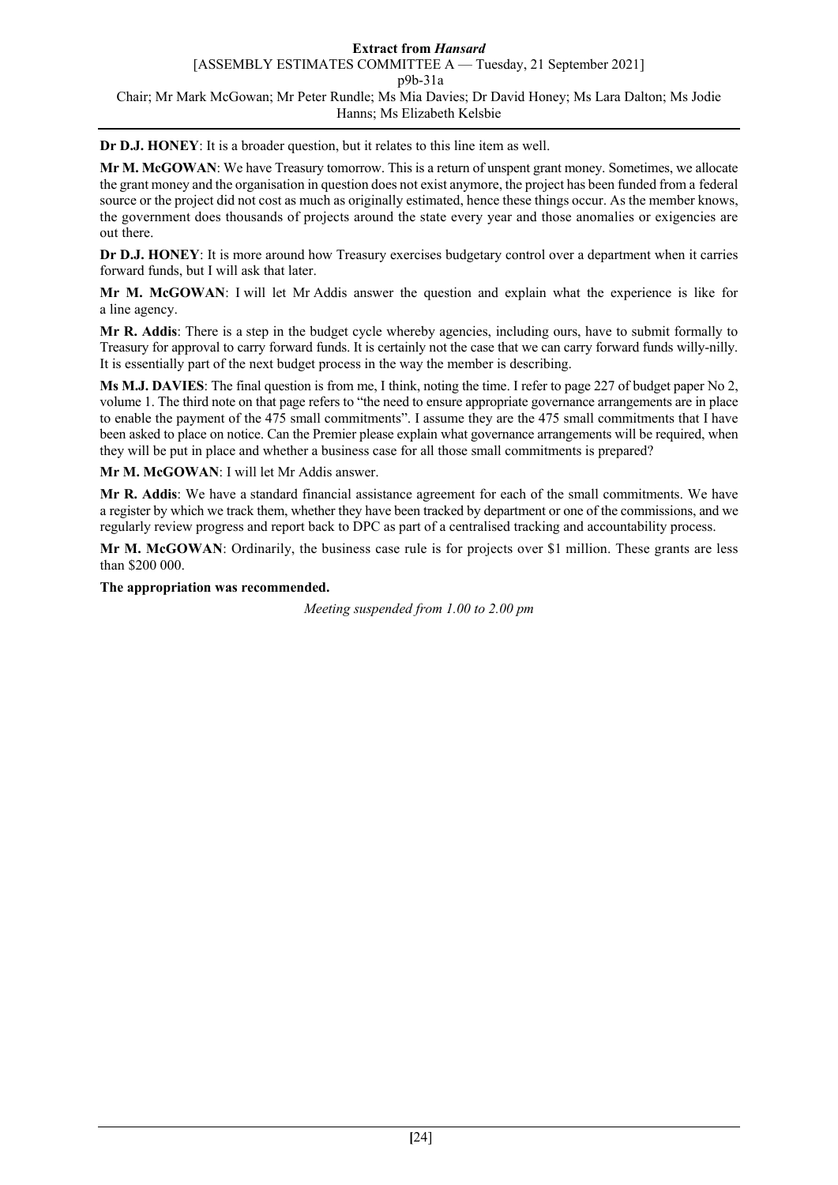**Dr D.J. HONEY**: It is a broader question, but it relates to this line item as well.

**Mr M. McGOWAN**: We have Treasury tomorrow. This is a return of unspent grant money. Sometimes, we allocate the grant money and the organisation in question does not exist anymore, the project has been funded from a federal source or the project did not cost as much as originally estimated, hence these things occur. As the member knows, the government does thousands of projects around the state every year and those anomalies or exigencies are out there.

**Dr D.J. HONEY**: It is more around how Treasury exercises budgetary control over a department when it carries forward funds, but I will ask that later.

**Mr M. McGOWAN**: I will let Mr Addis answer the question and explain what the experience is like for a line agency.

**Mr R. Addis**: There is a step in the budget cycle whereby agencies, including ours, have to submit formally to Treasury for approval to carry forward funds. It is certainly not the case that we can carry forward funds willy-nilly. It is essentially part of the next budget process in the way the member is describing.

**Ms M.J. DAVIES**: The final question is from me, I think, noting the time. I refer to page 227 of budget paper No 2, volume 1. The third note on that page refers to "the need to ensure appropriate governance arrangements are in place to enable the payment of the 475 small commitments". I assume they are the 475 small commitments that I have been asked to place on notice. Can the Premier please explain what governance arrangements will be required, when they will be put in place and whether a business case for all those small commitments is prepared?

**Mr M. McGOWAN**: I will let Mr Addis answer.

**Mr R. Addis**: We have a standard financial assistance agreement for each of the small commitments. We have a register by which we track them, whether they have been tracked by department or one of the commissions, and we regularly review progress and report back to DPC as part of a centralised tracking and accountability process.

**Mr M. McGOWAN**: Ordinarily, the business case rule is for projects over $1 million. These grants are less than $200 000.

**The appropriation was recommended.**

*Meeting suspended from 1.00 to 2.00 pm*